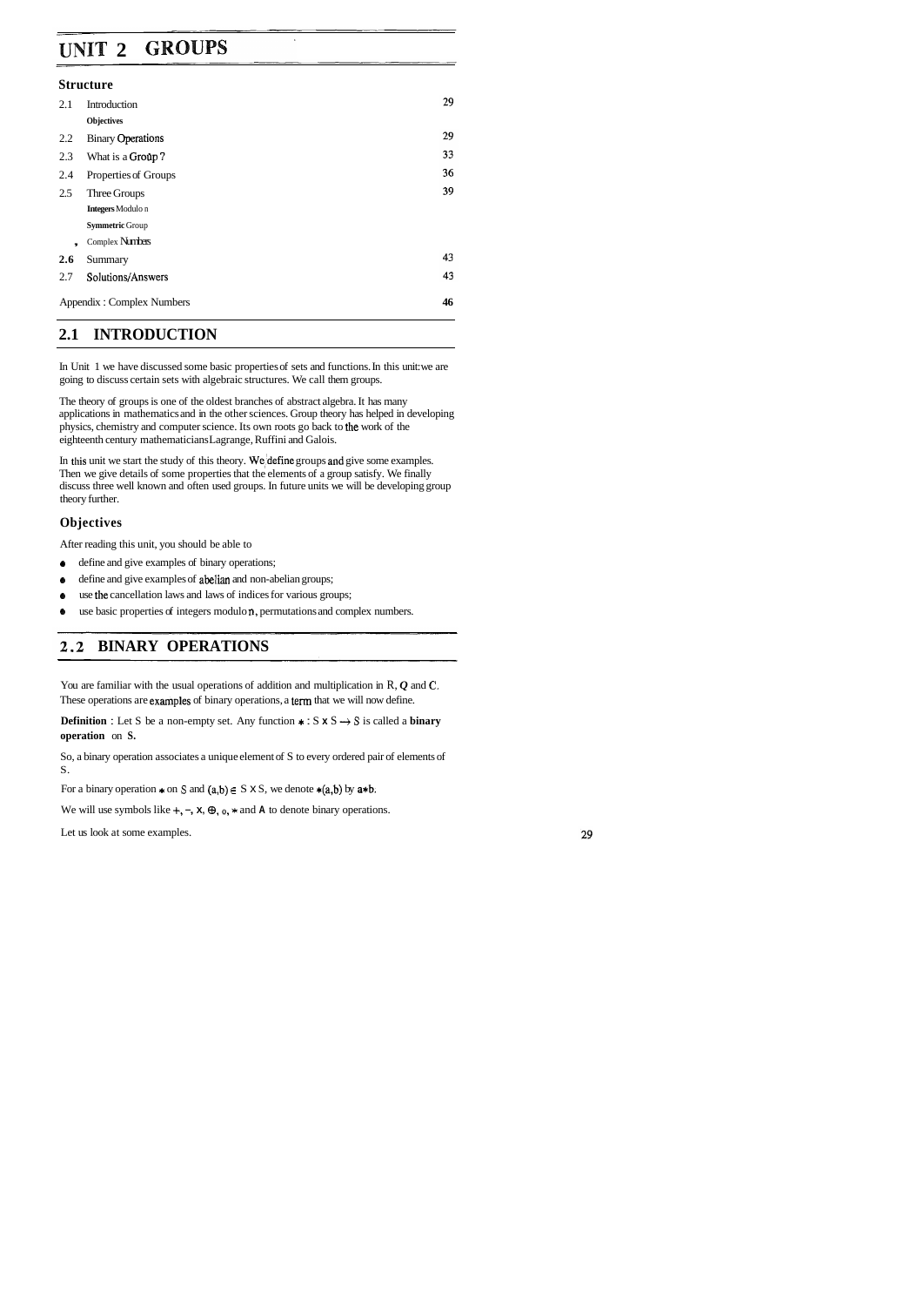# UNIT 2 GROUPS

### Structure

| | | |
|---|---|---|
| 2.1 | Introduction | 29 |
| | Objectives | |
| 2.2 | Binary Operations | 29 |
| 2.3 | What is a Group? | 33 |
| 2.4 | Properties of Groups | 36 |
| 2.5 | Three Groups | 39 |
| | Integers Modulo n | |
| | Symmetric Group | |
| | Complex Numbers | |
| **2.6** | Summary | 43 |
| 2.7 | Solutions/Answers | 43 |
| | Appendix : Complex Numbers | **46** |

## 2.1 INTRODUCTION

In Unit 1 we have discussed some basic properties of sets and functions. In this unit we are going to discuss certain sets with algebraic structures. We call them groups.

The theory of groups is one of the oldest branches of abstract algebra. It has many applications in mathematics and in the other sciences. Group theory has helped in developing physics, chemistry and computer science. Its own roots go back to the work of the eighteenth century mathematicians Lagrange, Ruffini and Galois.

In this unit we start the study of this theory. We define groups and give some examples. Then we give details of some properties that the elements of a group satisfy. We finally discuss three well known and often used groups. In future units we will be developing group theory further.

### Objectives

After reading this unit, you should be able to

- define and give examples of binary operations;
- define and give examples of abelian and non-abelian groups;
- use the cancellation laws and laws of indices for various groups;
- use basic properties of integers modulo n, permutations and complex numbers.

## 2.2 BINARY OPERATIONS

You are familiar with the usual operations of addition and multiplication in R, *Q* and C. These operations are examples of binary operations, a term that we will now define.

**Definition** : Let S be a non-empty set. Any function $*: S \times S \to S$ is called a **binary operation** on **S.**

So, a binary operation associates a unique element of S to every ordered pair of elements of S.

For a binary operation $*$ on S and $(a,b) \in S \times S$, we denote $*(a,b)$ by $a*b$.

We will use symbols like $+, -, \times, \oplus, \circ, *$ and $\wedge$ to denote binary operations.

Let us look at some examples.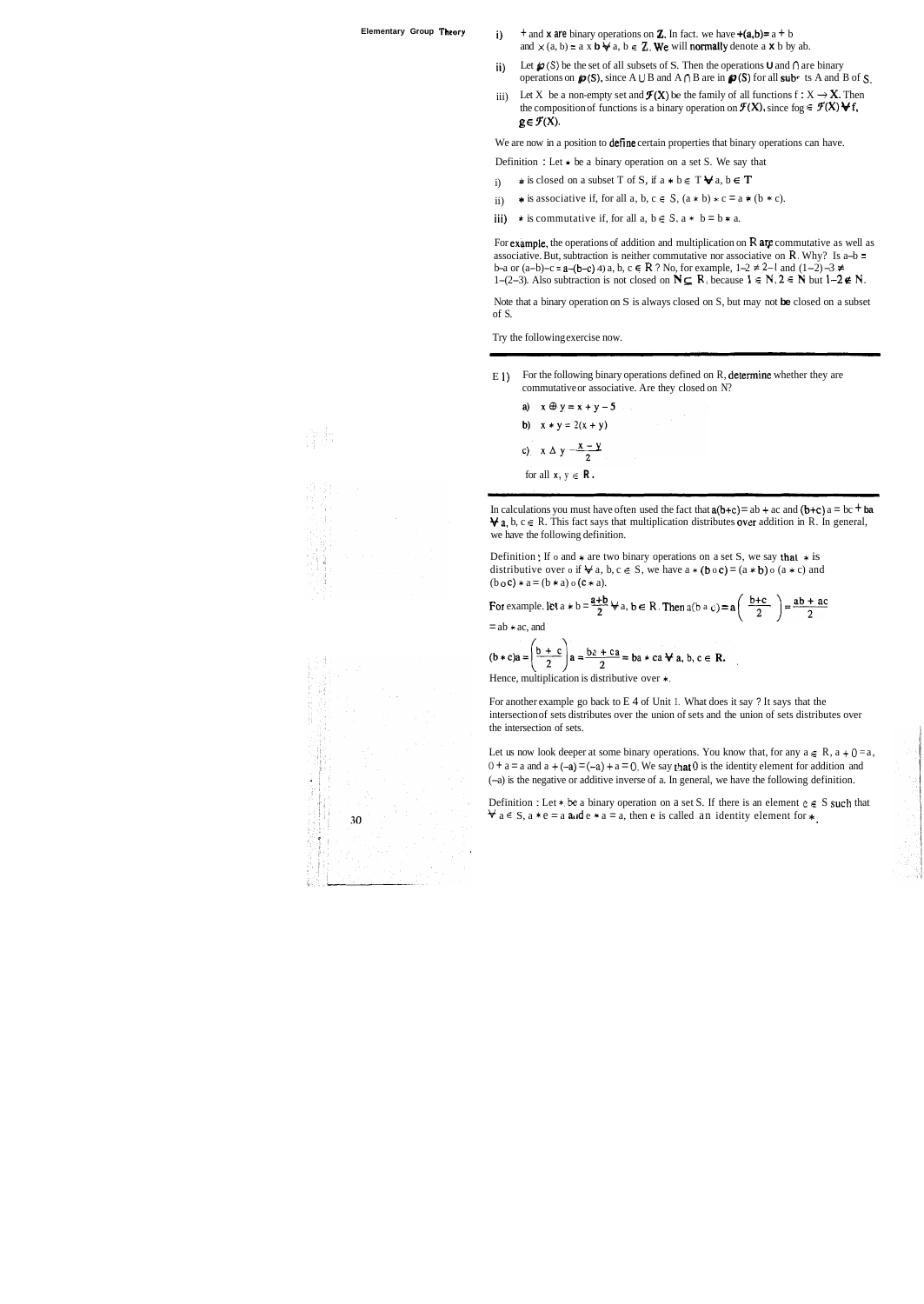i) $+$ and $\times$ are binary operations on $\mathbb{Z}$. In fact, we have $+(a,b) = a + b$ and $\times(a, b) = a \times b \;\forall\; a, b \in \mathbb{Z}$. We will normally denote $a \times b$ by $ab$.

ii) Let $\wp(S)$ be the set of all subsets of S. Then the operations $\cup$ and $\cap$ are binary operations on $\wp(S)$, since $A \cup B$ and $A \cap B$ are in $\wp(S)$ for all subsets A and B of S.

iii) Let X be a non-empty set and $\mathcal{F}(X)$ be the family of all functions $f : X \to X$. Then the composition of functions is a binary operation on $\mathcal{F}(X)$, since $f o g \in \mathcal{F}(X) \;\forall\; f, g \in \mathcal{F}(X)$.

We are now in a position to define certain properties that binary operations can have.

Definition : Let $*$ be a binary operation on a set S. We say that

i) $*$ is closed on a subset T of S, if $a * b \in T \;\forall\; a, b \in T$

ii) $*$ is associative if, for all $a, b, c \in S$, $(a * b) * c = a * (b * c)$.

iii) $*$ is commutative if, for all $a, b \in S$, $a * b = b * a$.

For example, the operations of addition and multiplication on $\mathbb{R}$ are commutative as well as associative. But, subtraction is neither commutative nor associative on $\mathbb{R}$. Why? Is $a-b = b-a$ or $(a-b)-c = a-(b-c) \;\forall\; a, b, c \in \mathbb{R}$ ? No, for example, $1-2 \neq 2-1$ and $(1-2)-3 \neq 1-(2-3)$. Also subtraction is not closed on $\mathbb{N} \subseteq \mathbb{R}$, because $1 \in \mathbb{N}, 2 \in \mathbb{N}$ but $1-2 \notin \mathbb{N}$.

Note that a binary operation on S is always closed on S, but may not be closed on a subset of S.

Try the following exercise now.

---

E 1) For the following binary operations defined on R, determine whether they are commutative or associative. Are they closed on N?

a) $x \oplus y = x + y - 5$

b) $x * y = 2(x + y)$

c) $x \Delta y = \dfrac{x - y}{2}$

for all $x, y \in \mathbb{R}$.

---

In calculations you must have often used the fact that $a(b+c) = ab + ac$ and $(b+c)a = bc + ba$ $\forall\; a, b, c \in \mathbb{R}$. This fact says that multiplication distributes over addition in R. In general, we have the following definition.

Definition : If $o$ and $*$ are two binary operations on a set S, we say that $*$ is distributive over $o$ if $\forall\; a, b, c \in S$, we have $a * (b \,o\, c) = (a * b) \,o\, (a * c)$ and $(b \,o\, c) * a = (b * a) \,o\, (c * a)$.

For example, let $a * b = \dfrac{a+b}{2} \;\forall\; a, b \in \mathbb{R}$. Then $a(b * c) = a\left(\dfrac{b+c}{2}\right) = \dfrac{ab + ac}{2}$

$= ab * ac$, and

$$(b * c)a = \left(\frac{b + c}{2}\right)a = \frac{ba + ca}{2} = ba * ca \;\forall\; a, b, c \in \mathbb{R}.$$

Hence, multiplication is distributive over $*$.

For another example go back to E 4 of Unit 1. What does it say ? It says that the intersection of sets distributes over the union of sets and the union of sets distributes over the intersection of sets.

Let us now look deeper at some binary operations. You know that, for any $a \in \mathbb{R}$, $a + 0 = a$, $0 + a = a$ and $a + (-a) = (-a) + a = 0$. We say that 0 is the identity element for addition and $(-a)$ is the negative or additive inverse of a. In general, we have the following definition.

Definition : Let $*$ be a binary operation on a set S. If there is an element $e \in S$ such that $\forall\; a \in S$, $a * e = a$ and $e * a = a$, then e is called an identity element for $*$.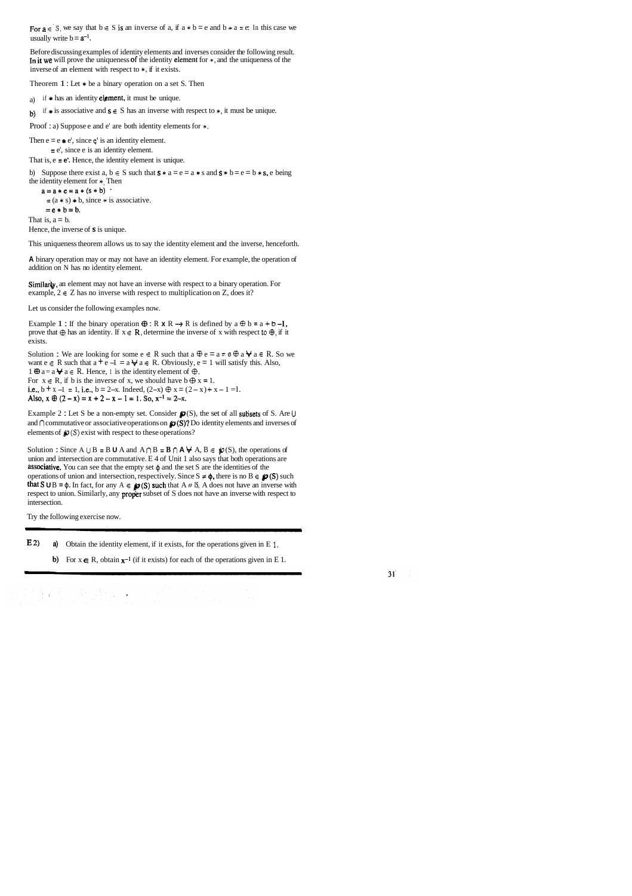For $a \in S$, we say that $b \in S$ is an inverse of a, if $a * b = e$ and $b * a = e$. In this case we usually write $b = a^{-1}$.

Before discussing examples of identity elements and inverses consider the following result. In it we will prove the uniqueness of the identity element for $*$, and the uniqueness of the inverse of an element with respect to $*$, if it exists.

Theorem 1 : Let $*$ be a binary operation on a set S. Then

a) if $*$ has an identity element, it must be unique.

b) if $*$ is associative and $s \in S$ has an inverse with respect to $*$, it must be unique.

Proof : a) Suppose e and e' are both identity elements for $*$.

Then $e = e * e'$, since e' is an identity element.

$= e'$, since e is an identity element.

That is, $e = e'$. Hence, the identity element is unique.

b) Suppose there exist $a, b \in S$ such that $s * a = e = a * s$ and $s * b = e = b * s$, e being the identity element for $*$. Then

$a = a * e = a * (s * b)$

$= (a * s) * b$, since $*$ is associative.

$= e * b = b$.

That is, $a = b$.

Hence, the inverse of s is unique.

This uniqueness theorem allows us to say the identity element and the inverse, henceforth.

A binary operation may or may not have an identity element. For example, the operation of addition on N has no identity element.

Similarly, an element may not have an inverse with respect to a binary operation. For example, $2 \in Z$ has no inverse with respect to multiplication on Z, does it?

Let us consider the following examples now.

Example 1 : If the binary operation $\oplus : R \times R \to R$ is defined by $a \oplus b = a + b - 1$, prove that $\oplus$ has an identity. If $x \in R$, determine the inverse of x with respect to $\oplus$, if it exists.

Solution : We are looking for some $e \in R$ such that $a \oplus e = a = e \oplus a \ \forall \ a \in R$. So we want $e \in R$ such that $a + e - 1 = a \ \forall \ a \in R$. Obviously, $e = 1$ will satisfy this. Also, $1 \oplus a = a \ \forall \ a \in R$. Hence, 1 is the identity element of $\oplus$.

For $x \in R$, if b is the inverse of x, we should have $b \oplus x = 1$.

i.e., $b + x - 1 = 1$, i.e., $b = 2 - x$. Indeed, $(2-x) \oplus x = (2 - x) + x - 1 = 1$.

Also, $x \oplus (2 - x) = x + 2 - x - 1 = 1$. So, $x^{-1} = 2 - x$.

Example 2 : Let S be a non-empty set. Consider $\wp(S)$, the set of all subsets of S. Are $\cup$ and $\cap$ commutative or associative operations on $\wp(S)$? Do identity elements and inverses of elements of $\wp(S)$ exist with respect to these operations?

Solution : Since $A \cup B = B \cup A$ and $A \cap B = B \cap A \ \forall \ A, B \in \wp(S)$, the operations of union and intersection are commutative. E 4 of Unit 1 also says that both operations are associative. You can see that the empty set $\phi$ and the set S are the identities of the operations of union and intersection, respectively. Since $S \neq \phi$, there is no $B \in \wp(S)$ such that $S \cup B = \phi$. In fact, for any $A \in \wp(S)$ such that $A \neq \phi$, A does not have an inverse with respect to union. Similarly, any proper subset of S does not have an inverse with respect to intersection.

Try the following exercise now.

---

E 2) a) Obtain the identity element, if it exists, for the operations given in E 1.

b) For $x \in R$, obtain $x^{-1}$ (if it exists) for each of the operations given in E 1.

---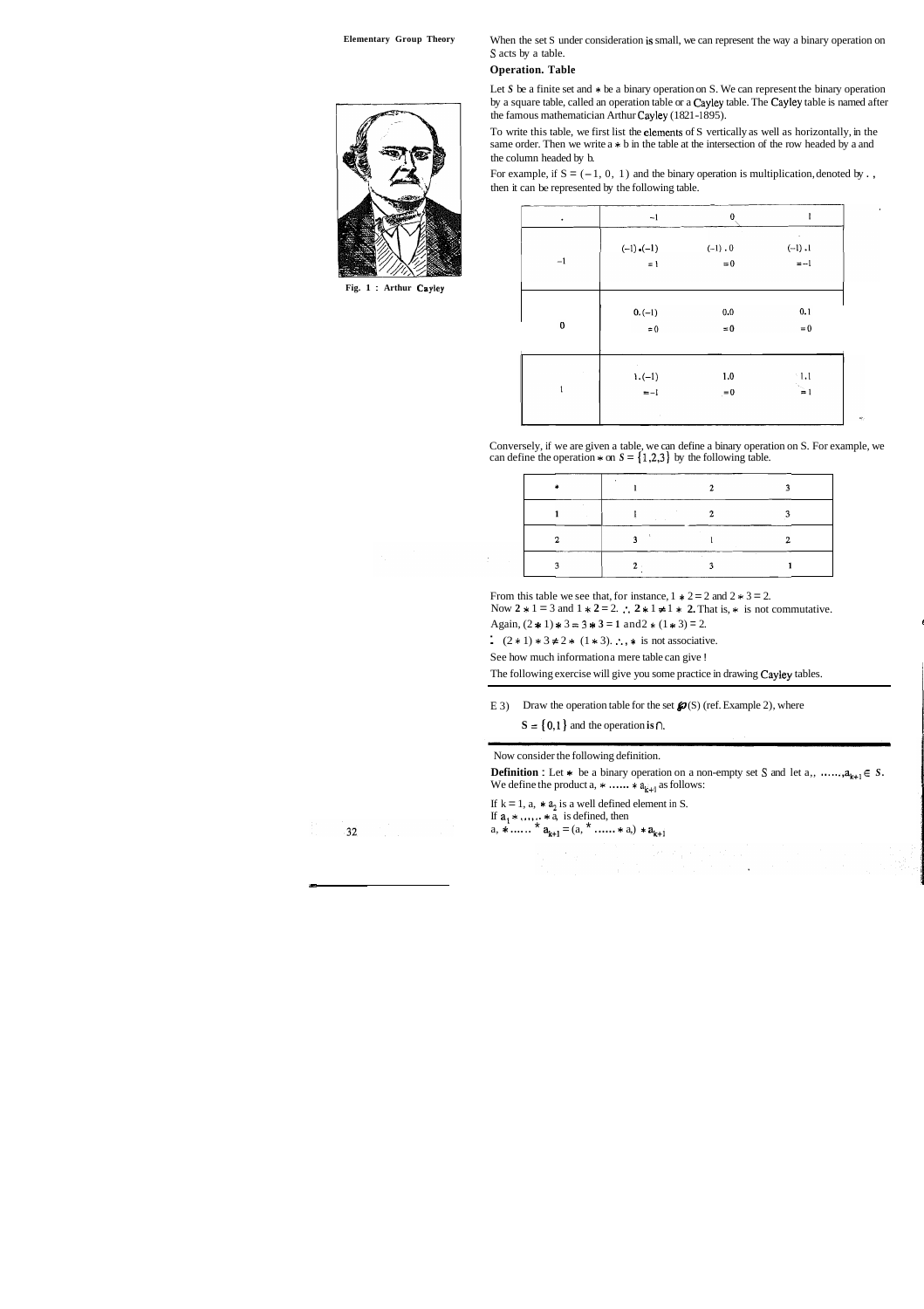When the set S under consideration is small, we can represent the way a binary operation on S acts by a table.

### Operation. Table

Let $S$ be a finite set and $*$ be a binary operation on S. We can represent the binary operation by a square table, called an operation table or a Cayley table. The Cayley table is named after the famous mathematician Arthur Cayley (1821-1895).

Fig. 1 : Arthur Cayley

To write this table, we first list the elements of S vertically as well as horizontally, in the same order. Then we write $a * b$ in the table at the intersection of the row headed by a and the column headed by b.

For example, if $S = \{-1, 0, 1\}$ and the binary operation is multiplication, denoted by . , then it can be represented by the following table.

| . | $-1$ | $0$ | $1$ |
|---|---|---|---|
| $-1$ | $(-1).(-1) = 1$ | $(-1).0 = 0$ | $(-1).1 = -1$ |
| $0$ | $0.(-1) = 0$ | $0.0 = 0$ | $0.1 = 0$ |
| $1$ | $1.(-1) = -1$ | $1.0 = 0$ | $1.1 = 1$ |

Conversely, if we are given a table, we can define a binary operation on S. For example, we can define the operation $*$ on $S = \{1,2,3\}$ by the following table.

| $*$ | 1 | 2 | 3 |
|---|---|---|---|
| 1 | 1 | 2 | 3 |
| 2 | 3 | 1 | 2 |
| 3 | 2 | 3 | 1 |

From this table we see that, for instance, $1 * 2 = 2$ and $2 * 3 = 2$.

Now $2 * 1 = 3$ and $1 * 2 = 2$. $\therefore$ $2 * 1 \neq 1 * 2$. That is, $*$ is not commutative.

Again, $(2 * 1) * 3 = 3 * 3 = 1$ and $2 * (1 * 3) = 2$.

$\therefore$ $(2 * 1) * 3 \neq 2 * (1 * 3)$. $\therefore$, $*$ is not associative.

See how much information a mere table can give !

The following exercise will give you some practice in drawing Cayley tables.

---

E 3) Draw the operation table for the set $\wp(S)$ (ref. Example 2), where $S = \{0,1\}$ and the operation is $\cap$.

---

Now consider the following definition.

**Definition** : Let $*$ be a binary operation on a non-empty set S and let $a_1, \ldots, a_{k+1} \in S$. We define the product $a_1 * \ldots * a_{k+1}$ as follows:

If $k = 1$, $a_1 * a_2$ is a well defined element in S.

If $a_1 * \ldots * a_k$ is defined, then

$a_1 * \ldots * a_{k+1} = (a_1 * \ldots * a_k) * a_{k+1}$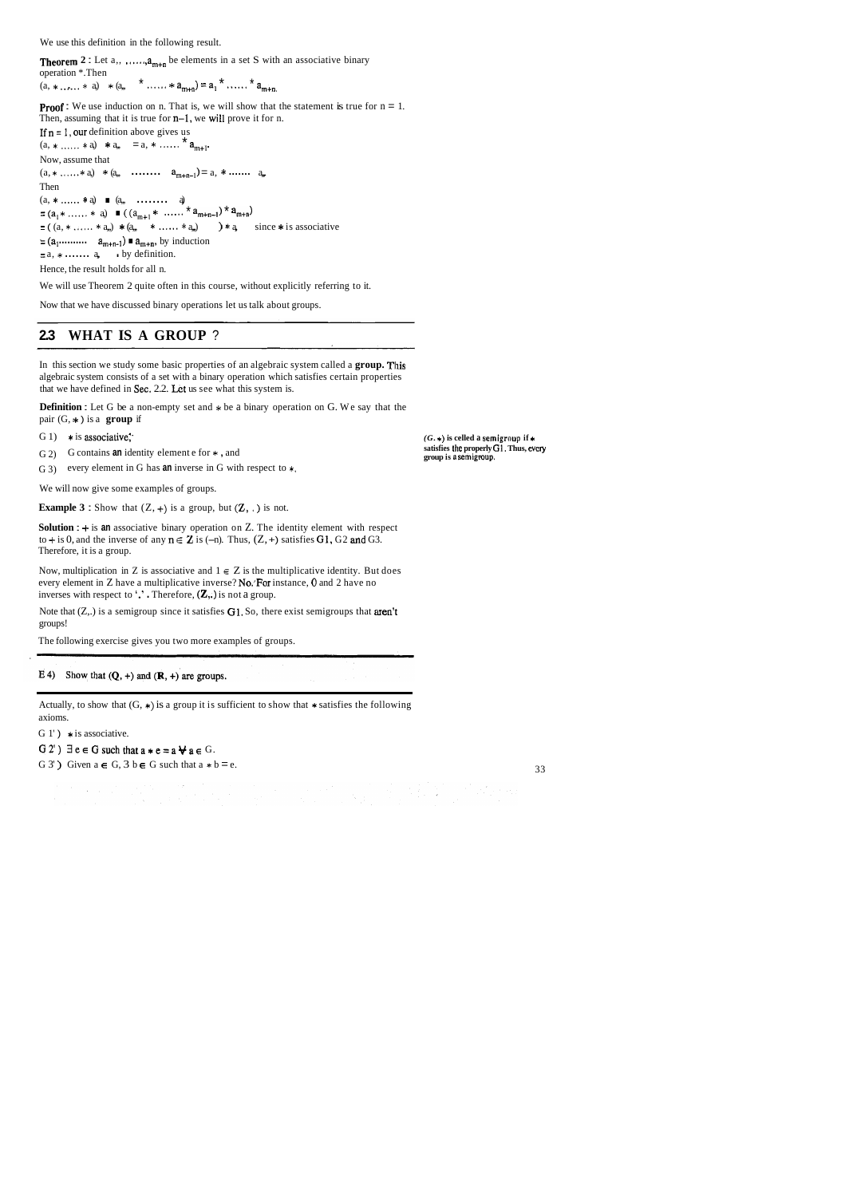We use this definition in the following result.

**Theorem 2 :** Let $a_1, \ldots, a_{m+n}$ be elements in a set S with an associative binary operation *. Then

$(a_1 * \ldots * a_m) * (a_{m+1} * \ldots * a_{m+n}) = a_1 * \ldots * a_{m+n}$.

**Proof :** We use induction on n. That is, we will show that the statement is true for n = 1. Then, assuming that it is true for $n-1$, we will prove it for n.

If n = 1, our definition above gives us

$(a_1 * \ldots * a_m) * a_{m+1} = a_1 * \ldots * a_{m+1}$.

Now, assume that

$(a_1 * \ldots * a_m) * (a_{m+1} * \ldots * a_{m+n-1}) = a_1 * \ldots * a_{m+n-1}$.

Then

$(a_1 * \ldots * a_m) * (a_{m+1} * \ldots * a_{m+n})$

$= (a_1 * \ldots * a_m) * ((a_{m+1} * \ldots * a_{m+n-1}) * a_{m+n})$

$= ((a_1 * \ldots * a_m) * (a_{m+1} * \ldots * a_{m+n-1})) * a_{m+n}$, since * is associative

$= (a_1 * \ldots * a_{m+n-1}) * a_{m+n}$, by induction

$= a_1 * \ldots * a_{m+n}$, by definition.

Hence, the result holds for all n.

We will use Theorem 2 quite often in this course, without explicitly referring to it.

Now that we have discussed binary operations let us talk about groups.

## 2.3 WHAT IS A GROUP ?

In this section we study some basic properties of an algebraic system called a **group.** This algebraic system consists of a set with a binary operation which satisfies certain properties that we have defined in Sec. 2.2. Let us see what this system is.

**Definition :** Let G be a non-empty set and * be a binary operation on G. We say that the pair (G, *) is a **group** if

G 1) * is associative,

G 2) G contains an identity element e for *, and

G 3) every element in G has an inverse in G with respect to *.

*(G, *) is called a semigroup if * satisfies the property G1. Thus, every group is a semigroup.*

We will now give some examples of groups.

**Example 3 :** Show that (Z, +) is a group, but (Z, .) is not.

**Solution :** + is an associative binary operation on Z. The identity element with respect to + is 0, and the inverse of any $n \in Z$ is $(-n)$. Thus, (Z, +) satisfies G1, G2 and G3. Therefore, it is a group.

Now, multiplication in Z is associative and $1 \in Z$ is the multiplicative identity. But does every element in Z have a multiplicative inverse? No. For instance, 0 and 2 have no inverses with respect to '.'. Therefore, (Z,.) is not a group.

Note that (Z,.) is a semigroup since it satisfies G1. So, there exist semigroups that aren't groups!

The following exercise gives you two more examples of groups.

E 4) Show that (**Q**, +) and (**R**, +) are groups.

Actually, to show that (G, *) is a group it is sufficient to show that * satisfies the following axioms.

G 1') * is associative.

G 2') $\exists\, e \in G$ such that $a * e = a \;\forall\, a \in G$.

G 3') Given $a \in G$, $\exists\, b \in G$ such that $a * b = e$.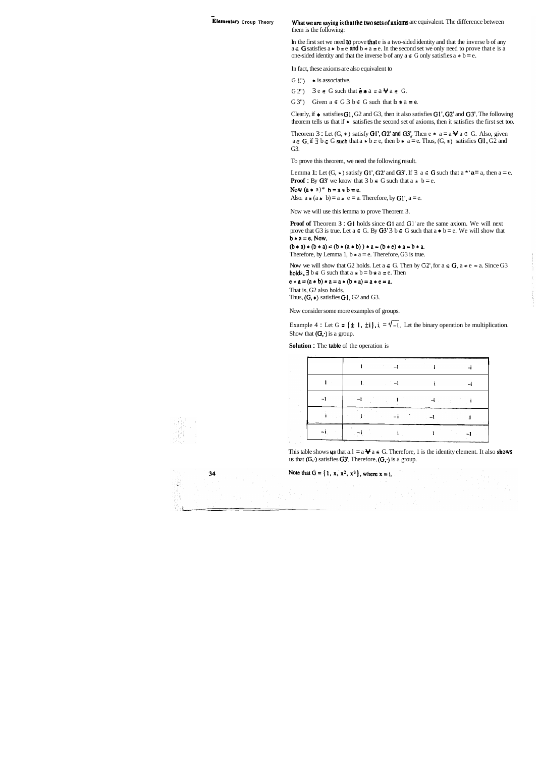What we are saying is that the two sets of axioms are equivalent. The difference between them is the following:

In the first set we need to prove that e is a two-sided identity and that the inverse b of any $a \in G$ satisfies $a * b = e$ and $b * a = e$. In the second set we only need to prove that e is a one-sided identity and that the inverse b of any $a \in G$ only satisfies $a * b = e$.

In fact, these axioms are also equivalent to

G 1'') $*$ is associative.

G 2'') $\exists\, e \in G$ such that $e * a = a \; \forall \; a \in G$.

G 3'') Given $a \in G \; \exists \; b \in G$ such that $b * a = e$.

Clearly, if $*$ satisfies G1, G2 and G3, then it also satisfies G1', G2' and G3'. The following theorem tells us that if $*$ satisfies the second set of axioms, then it satisfies the first set too.

Theorem 3 : Let $(G, *)$ satisfy G1', G2' and G3'. Then $e * a = a \; \forall \; a \in G$. Also, given $a \in G$, if $\exists \; b \in G$ such that $a * b = e$, then $b * a = e$. Thus, $(G, *)$ satisfies G1, G2 and G3.

To prove this theorem, we need the following result.

Lemma 1: Let $(G, *)$ satisfy G1', G2' and G3'. If $\exists \; a \in G$ such that $a * a = a$, then $a = e$.

**Proof** : By G3' we know that $\exists \; b \in G$ such that $a * b = e$.

Now $(a * a) * b = a * b = e$.

Also. $a * (a * b) = a * e = a$. Therefore, by G1', $a = e$.

Now we will use this lemma to prove Theorem 3.

**Proof of** Theorem 3 : G1 holds since G1 and G1' are the same axiom. We will next prove that G3 is true. Let $a \in G$. By G3' $\exists \; b \in G$ such that $a * b = e$. We will show that $b * a = e$. Now,

$(b * a) * (b * a) = (b * (a * b)) * a = (b * e) * a = b * a.$

Therefore, by Lemma 1, $b * a = e$. Therefore, G3 is true.

Now we will show that G2 holds. Let $a \in G$. Then by G2', for $a \in G$, $a * e = a$. Since G3 holds, $\exists \; b \in G$ such that $a * b = b * a = e$. Then

$e * a = (a * b) * a = a * (b * a) = a * e = a.$

That is, G2 also holds.

Thus, $(G, *)$ satisfies G1, G2 and G3.

Now consider some more examples of groups.

Example 4 : Let $G = \{\pm 1, \pm i\}$, $i = \sqrt{-1}$. Let the binary operation be multiplication. Show that $(G, \cdot)$ is a group.

**Solution :** The table of the operation is

| | 1 | −1 | i | −i |
|---|---|---|---|---|
| 1 | 1 | −1 | i | −i |
| −1 | −1 | 1 | −i | i |
| i | i | −i | −1 | 1 |
| −i | −i | i | 1 | −1 |

This table shows us that $a.1 = a \; \forall \; a \in G$. Therefore, 1 is the identity element. It also shows us that $(G, \cdot)$ satisfies G3'. Therefore, $(G, \cdot)$ is a group.

Note that $G = \{1, x, x^2, x^3\}$, where $x = i$.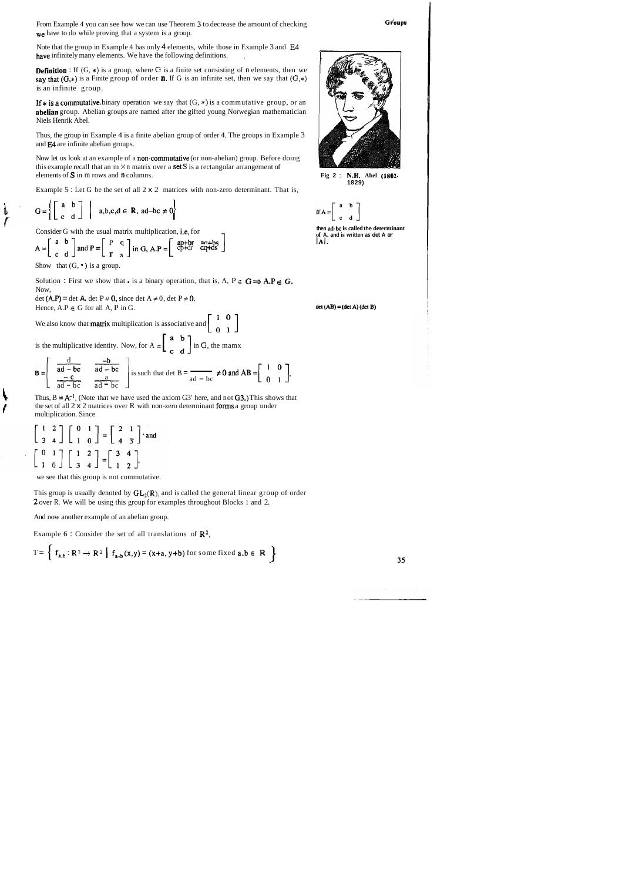From Example 4 you can see how we can use Theorem 3 to decrease the amount of checking we have to do while proving that a system is a group.

Note that the group in Example 4 has only 4 elements, while those in Example 3 and E4 have infinitely many elements. We have the following definitions.

**Definition** : If $(G, *)$ is a group, where G is a finite set consisting of n elements, then we say that $(G,*)$ is a Finite group of order **n**. If G is an infinite set, then we say that $(G,*)$ is an infinite group.

**If $*$ is a commutative** binary operation we say that $(G, *)$ is a commutative group, or an **abelian** group. Abelian groups are named after the gifted young Norwegian mathematician Niels Henrik Abel.

Thus, the group in Example 4 is a finite abelian group of order 4. The groups in Example 3 and E4 are infinite abelian groups.

Now let us look at an example of a **non-commutative** (or non-abelian) group. Before doing this example recall that an $m \times n$ matrix over a set S is a rectangular arrangement of elements of S in m rows and n columns.

Fig 2 : N.H. Abel (1802-1829)

Example 5 : Let G be the set of all $2 \times 2$ matrices with non-zero determinant. That is,

$$G = \left\{ \begin{bmatrix} a & b \\ c & d \end{bmatrix} \middle| \; a,b,c,d \in \mathbf{R},\ ad-bc \neq 0 \right\}$$

If $A = \begin{bmatrix} a & b \\ c & d \end{bmatrix}$ then ad-bc is called the determinant of A. and is written as det A or $|A|$.

Consider G with the usual matrix multiplication, i.e, for

$$A = \begin{bmatrix} a & b \\ c & d \end{bmatrix} \text{ and } P = \begin{bmatrix} p & q \\ r & s \end{bmatrix} \text{ in G, } A.P = \begin{bmatrix} ap+br & aq+bs \\ cp+dr & cq+ds \end{bmatrix}$$

Show that $(G, \cdot)$ is a group.

Solution : First we show that . is a binary operation, that is, $A, P \in G \Rightarrow A.P \in G$. Now,

$\det(A.P) = \det A. \det P \neq 0$, since $\det A \neq 0$, $\det P \neq 0$.

Hence, $A.P \in G$ for all A, P in G.

$\det(AB) = (\det A)(\det B)$

We also know that matrix multiplication is associative and $\begin{bmatrix} 1 & 0 \\ 0 & 1 \end{bmatrix}$ is the multiplicative identity. Now, for $A = \begin{bmatrix} a & b \\ c & d \end{bmatrix}$ in G, the mamx

$$B = \begin{bmatrix} \dfrac{d}{ad-bc} & \dfrac{-b}{ad-bc} \\ \dfrac{-c}{ad-bc} & \dfrac{a}{ad-bc} \end{bmatrix} \text{ is such that } \det B = \frac{\phantom{1}}{ad-bc} \neq 0 \text{ and } AB = \begin{bmatrix} 1 & 0 \\ 0 & 1 \end{bmatrix}.$$

Thus, $B = A^{-1}$. (Note that we have used the axiom G3' here, and not G3.) This shows that the set of all $2 \times 2$ matrices over R with non-zero determinant forms a group under multiplication. Since

$$\begin{bmatrix} 1 & 2 \\ 3 & 4 \end{bmatrix} \begin{bmatrix} 0 & 1 \\ 1 & 0 \end{bmatrix} = \begin{bmatrix} 2 & 1 \\ 4 & 3 \end{bmatrix} \text{ and}$$

$$\begin{bmatrix} 0 & 1 \\ 1 & 0 \end{bmatrix} \begin{bmatrix} 1 & 2 \\ 3 & 4 \end{bmatrix} = \begin{bmatrix} 3 & 4 \\ 1 & 2 \end{bmatrix},$$

we see that this group is not commutative.

This group is usually denoted by $GL_2(\mathbf{R})$, and is called the general linear group of order 2 over R. We will be using this group for examples throughout Blocks 1 and 2.

And now another example of an abelian group.

Example 6 : Consider the set of all translations of $\mathbf{R}^2$,

$$T = \left\{ f_{a,b} : \mathbf{R}^2 \to \mathbf{R}^2 \;\middle|\; f_{a,b}(x,y) = (x+a,\ y+b) \text{ for some fixed } a,b \in \mathbf{R} \right\}$$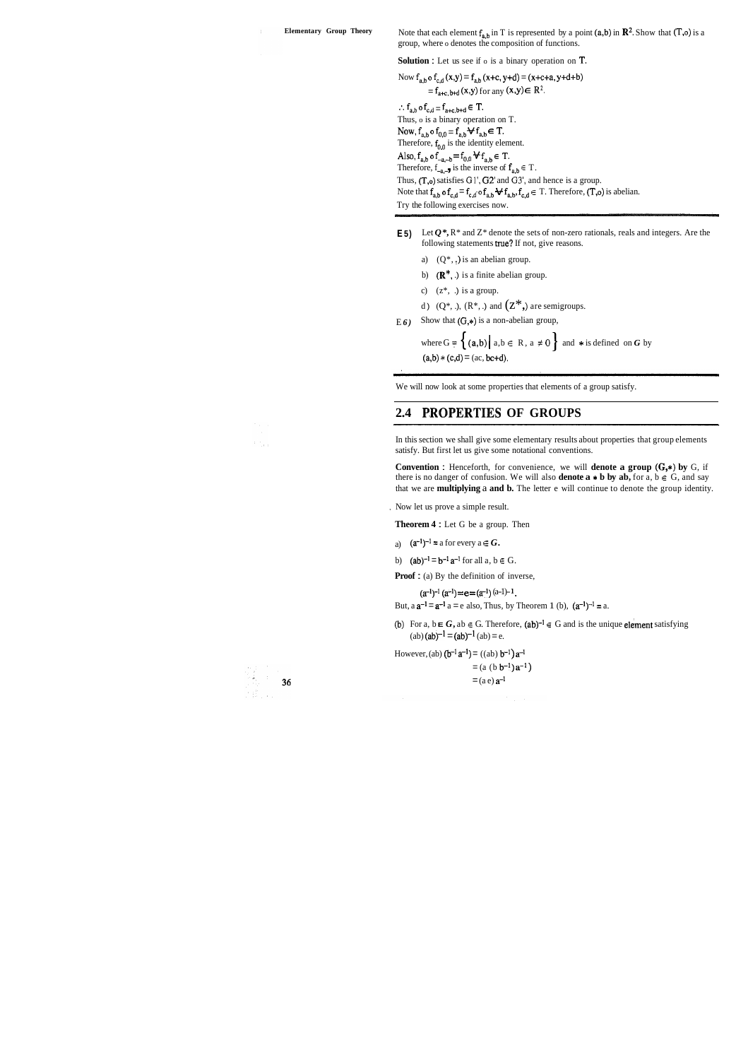Note that each element $f_{a,b}$ in T is represented by a point $(a,b)$ in $\mathbb{R}^2$. Show that $(T,o)$ is a group, where o denotes the composition of functions.

**Solution :** Let us see if o is a binary operation on T.

Now $f_{a,b} \circ f_{c,d}(x,y) = f_{a,b}(x+c, y+d) = (x+c+a, y+d+b)$
$= f_{a+c,\, b+d}(x,y)$ for any $(x,y) \in \mathbb{R}^2$.

$\therefore f_{a,b} \circ f_{c,d} = f_{a+c,\, b+d} \in T$.

Thus, o is a binary operation on T.

Now, $f_{a,b} \circ f_{0,0} = f_{a,b} \; \forall \; f_{a,b} \in T$.

Therefore, $f_{0,0}$ is the identity element.

Also, $f_{a,b} \circ f_{-a,-b} = f_{0,0} \; \forall \; f_{a,b} \in T$.

Therefore, $f_{-a,-b}$ is the inverse of $f_{a,b} \in T$.

Thus, $(T,o)$ satisfies G1', G2' and G3', and hence is a group.

Note that $f_{a,b} \circ f_{c,d} = f_{c,d} \circ f_{a,b} \; \forall \; f_{a,b}, f_{c,d} \in T$. Therefore, $(T,o)$ is abelian.

Try the following exercises now.

---

**E 5)** Let $Q^*$, $R^*$ and $Z^*$ denote the sets of non-zero rationals, reals and integers. Are the following statements true? If not, give reasons.

a) $(Q^*, .)$ is an abelian group.

b) $(R^*, .)$ is a finite abelian group.

c) $(Z^*, .)$ is a group.

d) $(Q^*, .)$, $(R^*, .)$ and $(Z^*, .)$ are semigroups.

**E 6)** Show that $(G,*)$ is a non-abelian group,

where $G = \{(a,b) \mid a, b \in R,\ a \neq 0\}$ and $*$ is defined on $G$ by
$(a,b) * (c,d) = (ac, bc+d)$.

---

We will now look at some properties that elements of a group satisfy.

## 2.4 PROPERTIES OF GROUPS

In this section we shall give some elementary results about properties that group elements satisfy. But first let us give some notational conventions.

**Convention :** Henceforth, for convenience, we will **denote a group $(G,*)$ by** G, if there is no danger of confusion. We will also **denote $a * b$ by ab,** for $a, b \in G$, and say that we are **multiplying** a **and b.** The letter e will continue to denote the group identity.

Now let us prove a simple result.

**Theorem 4 :** Let G be a group. Then

a) $(a^{-1})^{-1} = a$ for every $a \in G$.

b) $(ab)^{-1} = b^{-1} a^{-1}$ for all $a, b \in G$.

**Proof :** (a) By the definition of inverse,

$$(a^{-1})^{-1} (a^{-1}) = e = (a^{-1}) (a^{-1})^{-1}.$$

But, $a\, a^{-1} = a^{-1} a = e$ also, Thus, by Theorem 1 (b), $(a^{-1})^{-1} = a$.

(b) For $a, b \in G$, $ab \in G$. Therefore, $(ab)^{-1} \in G$ and is the unique element satisfying $(ab)(ab)^{-1} = (ab)^{-1}(ab) = e$.

However, $(ab)(b^{-1} a^{-1}) = ((ab)\, b^{-1})\, a^{-1}$
$= (a\,(b\, b^{-1})\, a^{-1})$
$= (a\, e)\, a^{-1}$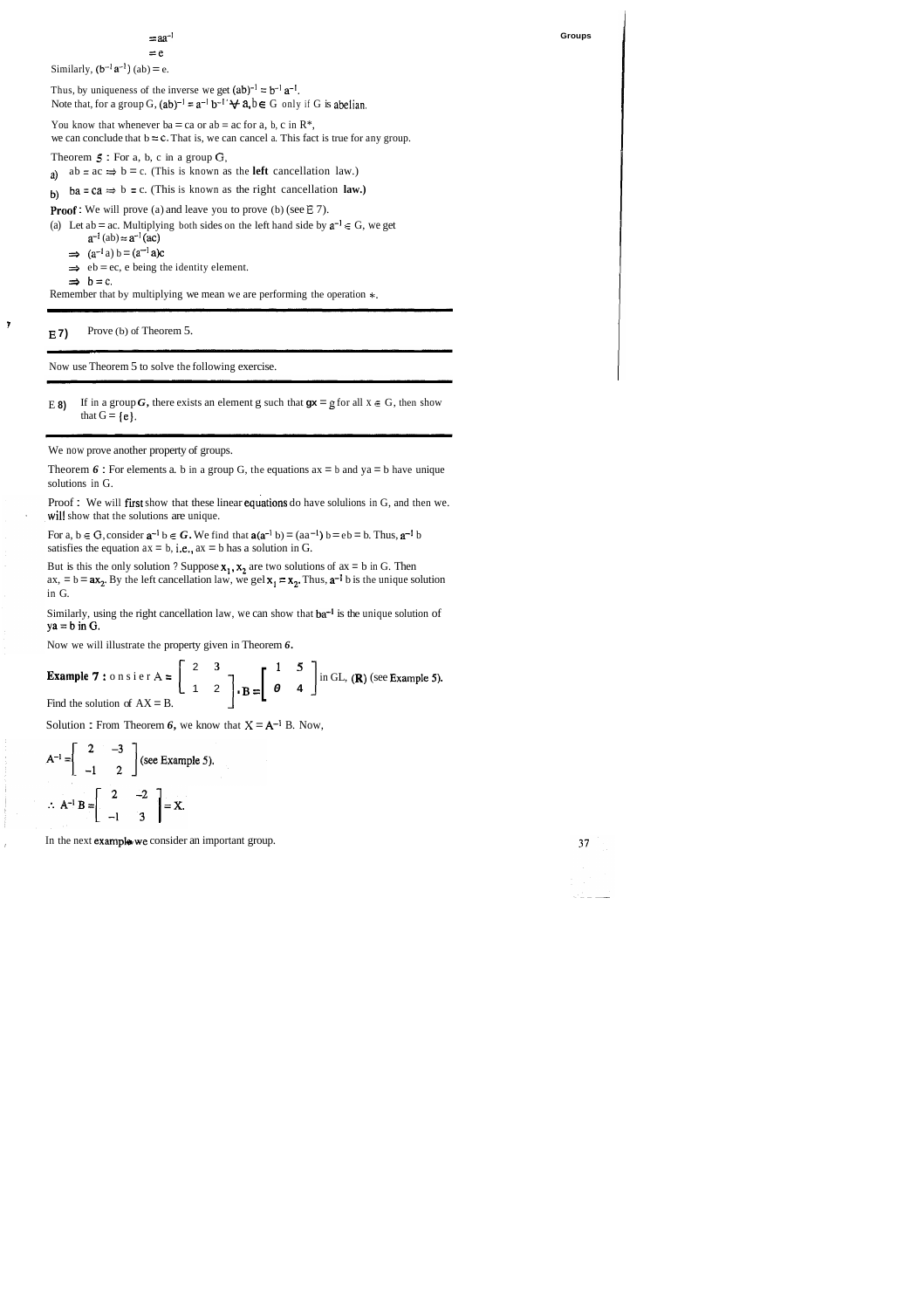$= aa^{-1}$

$= e$

Similarly, $(b^{-1}a^{-1})(ab) = e$.

Thus, by uniqueness of the inverse we get $(ab)^{-1} = b^{-1}a^{-1}$.
Note that, for a group G, $(ab)^{-1} = a^{-1}b^{-1}\ \forall\ a, b \in G$ only if G is abelian.

You know that whenever $ba = ca$ or $ab = ac$ for a, b, c in $R^*$,
we can conclude that $b = c$. That is, we can cancel a. This fact is true for any group.

Theorem 5 : For a, b, c in a group G,

a) $ab = ac \Rightarrow b = c$. (This is known as the **left** cancellation law.)

b) $ba = ca \Rightarrow b = c$. (This is known as the right cancellation **law.)**

**Proof** : We will prove (a) and leave you to prove (b) (see E 7).

(a) Let $ab = ac$. Multiplying both sides on the left hand side by $a^{-1} \in G$, we get

$a^{-1}(ab) = a^{-1}(ac)$

$\Rightarrow (a^{-1}a)b = (a^{-1}a)c$

$\Rightarrow eb = ec$, e being the identity element.

$\Rightarrow b = c$.

Remember that by multiplying we mean we are performing the operation $*$.

---

**E 7)** Prove (b) of Theorem 5.

---

Now use Theorem 5 to solve the following exercise.

---

E 8) If in a group G, there exists an element g such that $gx = g$ for all $x \in G$, then show that $G = \{e\}$.

---

We now prove another property of groups.

Theorem 6 : For elements a. b in a group G, the equations $ax = b$ and $ya = b$ have unique solutions in G.

Proof : We will first show that these linear equations do have solulions in G, and then we. will show that the solutions are unique.

For $a, b \in G$, consider $a^{-1}b \in G$. We find that $a(a^{-1}b) = (aa^{-1})b = eb = b$. Thus, $a^{-1}b$ satisfies the equation $ax = b$, i.e., $ax = b$ has a solution in G.

But is this the only solution ? Suppose $x_1, x_2$ are two solutions of $ax = b$ in G. Then $ax_1 = b = ax_2$. By the left cancellation law, we gel $x_1 = x_2$. Thus, $a^{-1}b$ is the unique solution in G.

Similarly, using the right cancellation law, we can show that $ba^{-1}$ is the unique solution of $ya = b$ in G.

Now we will illustrate the property given in Theorem 6.

**Example 7 :** Consider $A = \begin{bmatrix} 2 & 3 \\ 1 & 2 \end{bmatrix}, B = \begin{bmatrix} 1 & 5 \\ 0 & 4 \end{bmatrix}$ in $GL_2(\mathbf{R})$ (see Example 5).
Find the solution of $AX = B$.

Solution : From Theorem 6, we know that $X = A^{-1}B$. Now,

$$A^{-1} = \begin{bmatrix} 2 & -3 \\ -1 & 2 \end{bmatrix} \text{ (see Example 5).}$$

$$\therefore A^{-1}B = \begin{bmatrix} 2 & -2 \\ -1 & 3 \end{bmatrix} = X.$$

In the next example we consider an important group.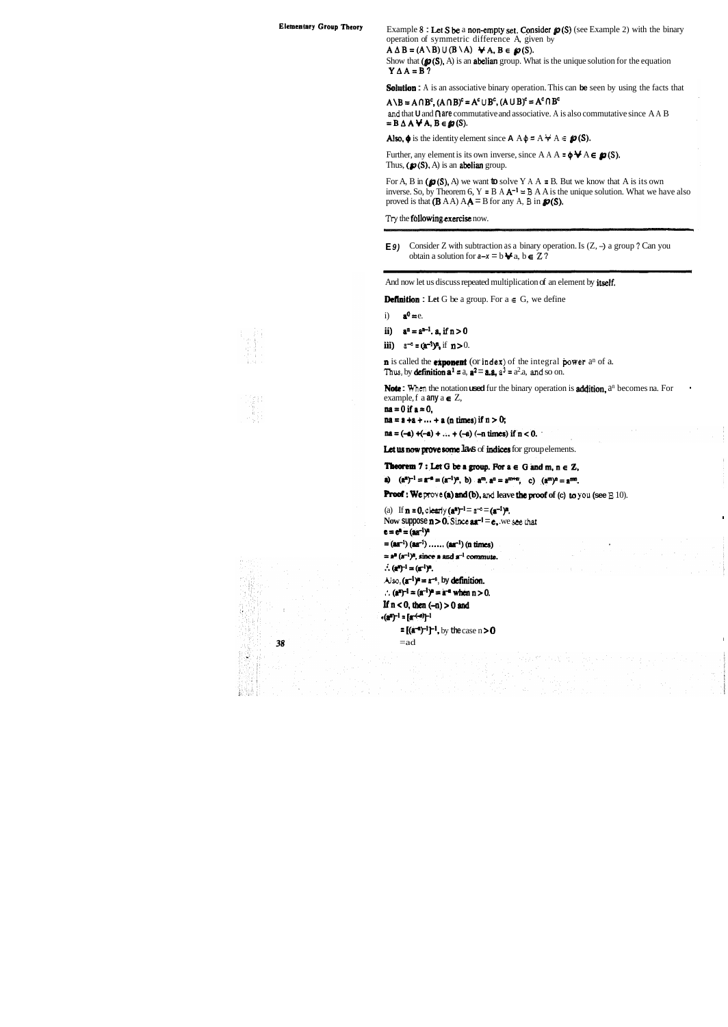Example 8 : Let S be a non-empty set. Consider $\wp(S)$ (see Example 2) with the binary operation of symmetric difference $\Delta$, given by

$A \Delta B = (A \setminus B) \cup (B \setminus A) \quad \forall A, B \in \wp(S)$.

Show that $(\wp(S), \Delta)$ is an abelian group. What is the unique solution for the equation $Y \Delta A = B$?

**Solution :** $\Delta$ is an associative binary operation. This can be seen by using the facts that

$A \setminus B = A \cap B^c$, $(A \cap B)^c = A^c \cup B^c$, $(A \cup B)^c = A^c \cap B^c$

and that $\cup$ and $\cap$ are commutative and associative. $\Delta$ is also commutative since $A \Delta B = B \Delta A \; \forall A, B \in \wp(S)$.

Also, $\phi$ is the identity element since $A \Delta \phi = A \; \forall A \in \wp(S)$.

Further, any element is its own inverse, since $A \Delta A = \phi \; \forall A \in \wp(S)$.
Thus, $(\wp(S), \Delta)$ is an abelian group.

For A, B in $(\wp(S), \Delta)$ we want to solve $Y \Delta A = B$. But we know that A is its own inverse. So, by Theorem 6, $Y = B \Delta A^{-1} = B \Delta A$ is the unique solution. What we have also proved is that $(B \Delta A) \Delta A = B$ for any A, B in $\wp(S)$.

Try the following exercise now.

---

**E 9)** Consider Z with subtraction as a binary operation. Is $(Z, -)$ a group ? Can you obtain a solution for $a-x = b \; \forall a, b \in Z$ ?

---

And now let us discuss repeated multiplication of an element by itself.

**Definition :** Let G be a group. For $a \in G$, we define

i) $a^0 = e$.

ii) $a^n = a^{n-1} . a$, if $n > 0$

iii) $a^{-n} = (a^{-1})^n$, if $n > 0$.

**n** is called the **exponent** (or index) of the integral power $a^n$ of a.
Thus, by definition $a^1 = a$, $a^2 = a.a$, $a^3 = a^2.a$, and so on.

**Note :** When the notation used fur the binary operation is addition, $a^n$ becomes na. For example, f a any $a \in Z$,

$na = 0$ if $a = 0$,

$na = a + a + \ldots + a$ (n times) if $n > 0$;

$na = (-a) + (-a) + \ldots + (-a)$ ($-n$ times) if $n < 0$.

Let us now prove some laws of indices for group elements.

**Theorem 7 : Let G be a group. For $a \in G$ and $m, n \in Z$,**

**a)** $(a^n)^{-1} = a^{-n} = (a^{-1})^n$, **b)** $a^m . a^n = a^{m+n}$, **c)** $(a^m)^n = a^{mn}$.

**Proof : We prove (a) and (b), and leave the proof of (c) to you (see E 10).**

(a) If $n = 0$, clearly $(a^n)^{-1} = a^{-n} = (a^{-1})^n$.
Now suppose $n > 0$. Since $aa^{-1} = e$, we see that

$e = e^n = (aa^{-1})^n$

$= (aa^{-1})(aa^{-1}) \ldots\ldots (aa^{-1})$ (n times)

$= a^n (a^{-1})^n$, since a and $a^{-1}$ commute.

$\therefore (a^n)^{-1} = (a^{-1})^n$.

Also, $(a^{-1})^n = a^{-n}$, by definition.

$\therefore (a^n)^{-1} = (a^{-1})^n = a^{-n}$ when $n > 0$.

If $n < 0$, then $(-n) > 0$ and

$(a^n)^{-1} = [a^{-(-n)}]^{-1}$

$= [(a^{-n})^{-1}]^{-1}$, by the case $n > 0$

$= ad$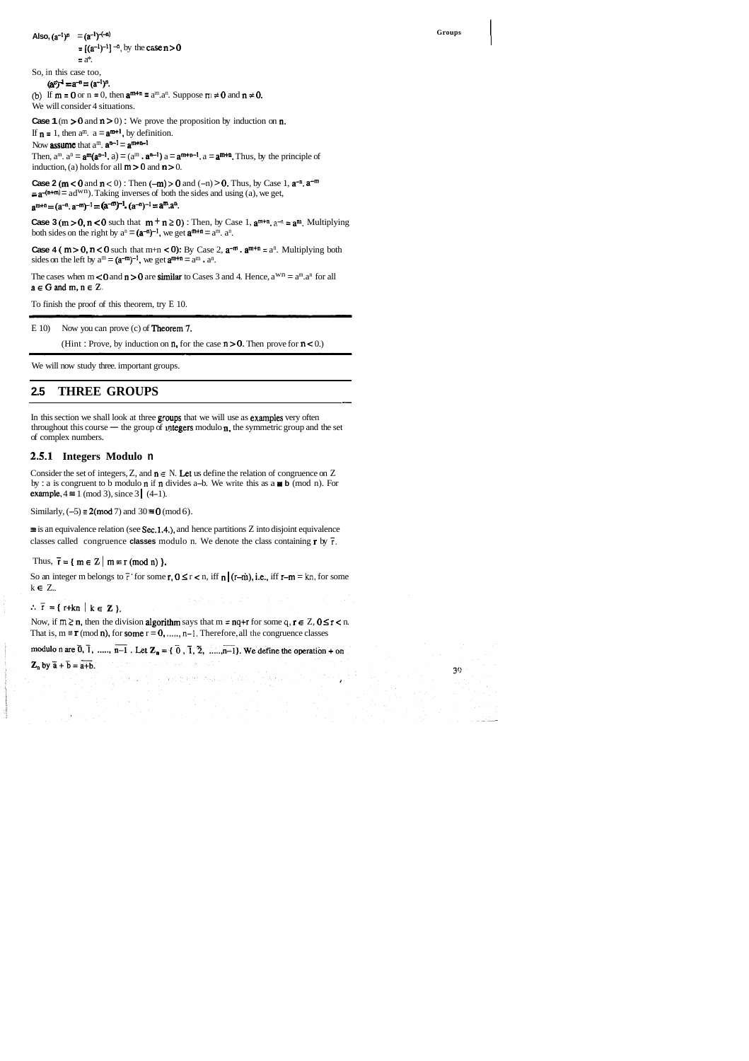Also, $(a^{-1})^n = (a^{-1})^{-(-n)}$

$= [(a^{-1})^{-1}]^{-n}$, by the case $n > 0$

$= a^n$.

So, in this case too,

$(a^n)^{-1} = a^{-n} = (a^{-1})^n$.

(b) If $m = 0$ or $n = 0$, then $a^{m+n} = a^m.a^n$. Suppose $m \neq 0$ and $n \neq 0$.

We will consider 4 situations.

**Case 1** ($m > 0$ and $n > 0$) : We prove the proposition by induction on $n$.

If $n = 1$, then $a^m. a = a^{m+1}$, by definition.

Now assume that $a^m. a^{n-1} = a^{m+n-1}$

Then, $a^m. a^n = a^m(a^{n-1}. a) = (a^m . a^{n-1}) a = a^{m+n-1}. a = a^{m+n}$. Thus, by the principle of induction, (a) holds for all $m > 0$ and $n > 0$.

**Case 2** ($m < 0$ and $n < 0$) : Then $(-m) > 0$ and $(-n) > 0$. Thus, by Case 1, $a^{-n}. a^{-m} = a^{-(n+m)} = ad^{wn}$). Taking inverses of both the sides and using (a), we get,

$a^{m+n} = (a^{-n}. a^{-m})^{-1} = (a^{-m})^{-1}. (a^{-n})^{-1} = a^m.a^n$.

**Case 3** ($m > 0, n < 0$ such that $m + n \geq 0$) : Then, by Case 1, $a^{m+n}. a^{-n} = a^m$. Multiplying both sides on the right by $a^n = (a^{-n})^{-1}$, we get $a^{m+n} = a^m. a^n$.

**Case 4** ($m > 0, n < 0$ such that $m+n < 0$): By Case 2, $a^{-m} . a^{m+n} = a^n$. Multiplying both sides on the left by $a^m = (a^{-m})^{-1}$, we get $a^{m+n} = a^m . a^n$.

The cases when $m < 0$ and $n > 0$ are similar to Cases 3 and 4. Hence, $a^{wn} = a^m.a^n$ for all $a \in G$ and $m, n \in Z$.

To finish the proof of this theorem, try E 10.

---

E 10) Now you can prove (c) of Theorem 7.

(Hint : Prove, by induction on $n$, for the case $n > 0$. Then prove for $n < 0$.)

---

We will now study three. important groups.

## 2.5 THREE GROUPS

In this section we shall look at three groups that we will use as examples very often throughout this course — the group of integers modulo $n$, the symmetric group and the set of complex numbers.

### 2.5.1 Integers Modulo n

Consider the set of integers, Z, and $n \in N$. Let us define the relation of congruence on Z by : a is congruent to b modulo n if n divides a–b. We write this as $a \equiv b \pmod n$. For example, $4 \equiv 1 \pmod 3$, since $3 \mid (4-1)$.

Similarly, $(-5) \equiv 2 \pmod 7$ and $30 \equiv 0 \pmod 6$.

$\equiv$ is an equivalence relation (see Sec.1.4.), and hence partitions Z into disjoint equivalence classes called congruence classes modulo n. We denote the class containing r by $\bar{r}$.

Thus, $\bar{r} = \{ m \in Z \mid m \equiv r \pmod n \}$.

So an integer m belongs to $\bar{r}$ for some $r, 0 \leq r < n$, iff $n \mid (r-m)$, i.e., iff $r-m = kn$, for some $k \in Z$.

$\therefore \bar{r} = \{ r+kn \mid k \in Z \}$.

Now, if $m \geq n$, then the division algorithm says that $m = nq+r$ for some $q, r \in Z$, $0 \leq r < n$. That is, $m \equiv r \pmod n$, for some $r = 0, \ldots, n-1$. Therefore, all the congruence classes modulo n are $\bar{0}, \bar{1}, \ldots, \overline{n-1}$ . Let $Z_n = \{ \bar{0}, \bar{1}, \bar{2}, \ldots, \overline{n-1}\}$. We define the operation + on $Z_n$ by $\bar{a} + \bar{b} = \overline{a+b}$.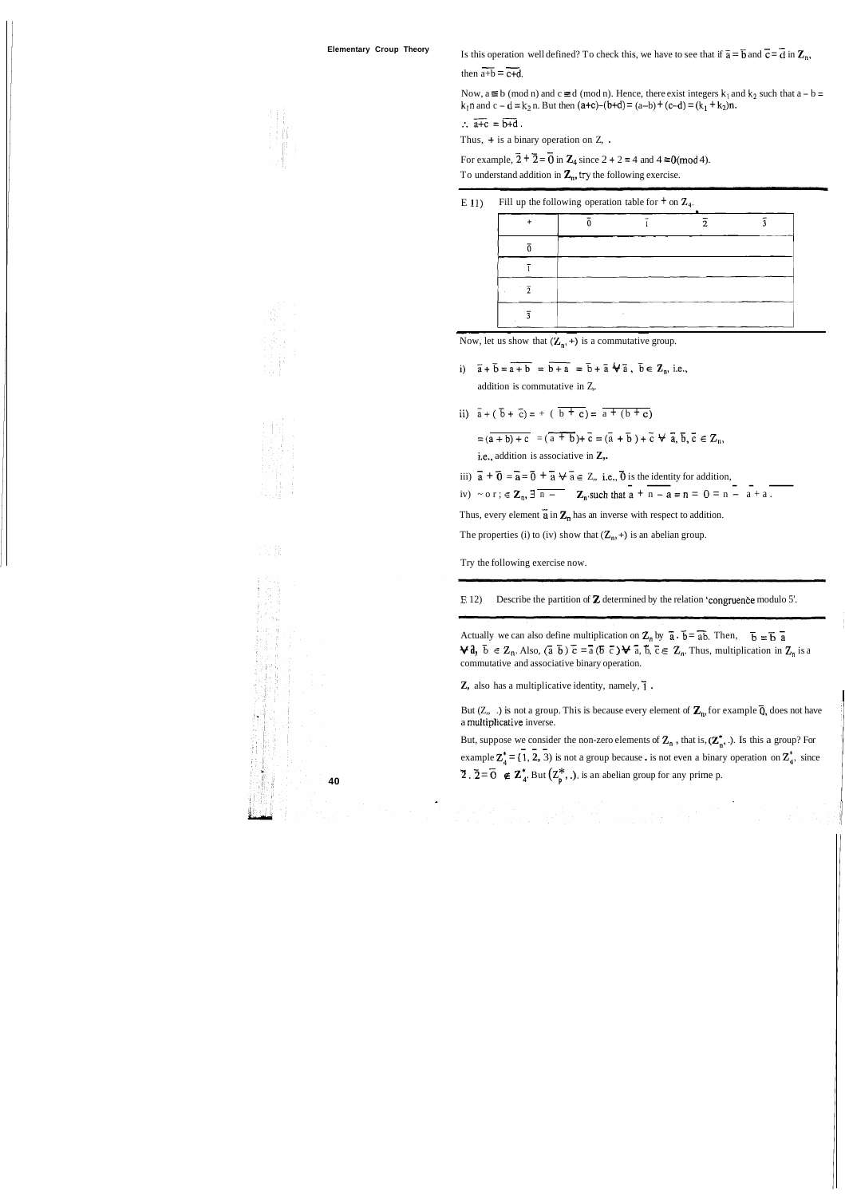Is this operation well defined? To check this, we have to see that if $\bar{a} = \bar{b}$ and $\bar{c} = \bar{d}$ in $\mathbf{Z}_n$, then $\overline{a+b} = \overline{c+d}$.

Now, $a \equiv b \pmod n$ and $c \equiv d \pmod n$. Hence, there exist integers $k_1$ and $k_2$ such that $a - b = k_1 n$ and $c - d = k_2 n$. But then $(a+c)-(b+d) = (a-b) + (c-d) = (k_1 + k_2)n$.

$\therefore \overline{a+c} = \overline{b+d}$.

Thus, $+$ is a binary operation on $\mathbf{Z}_n$.

For example, $\bar{2} + \bar{2} = \bar{0}$ in $\mathbf{Z}_4$ since $2 + 2 = 4$ and $4 \equiv 0 \pmod 4$.

To understand addition in $\mathbf{Z}_n$, try the following exercise.

---

E 11) Fill up the following operation table for $+$ on $\mathbf{Z}_4$.

| $+$ | $\bar{0}$ | $\bar{1}$ | $\bar{2}$ | $\bar{3}$ |
|---|---|---|---|---|
| $\bar{0}$ | | | | |
| $\bar{1}$ | | | | |
| $\bar{2}$ | | | | |
| $\bar{3}$ | | | | |

---

Now, let us show that $(\mathbf{Z}_n, +)$ is a commutative group.

i) $\bar{a} + \bar{b} = \overline{a+b} = \overline{b+a} = \bar{b} + \bar{a} \; \forall \; \bar{a}, \bar{b} \in \mathbf{Z}_n$, i.e., addition is commutative in $\mathbf{Z}_n$.

ii) $\bar{a} + (\bar{b} + \bar{c}) = \bar{a} + (\overline{b+c}) = \overline{a + (b+c)}$

$= \overline{(a+b)+c} = (\overline{a+b}) + \bar{c} = (\bar{a} + \bar{b}) + \bar{c} \; \forall \; \bar{a}, \bar{b}, \bar{c} \in \mathbf{Z}_n$,

i.e., addition is associative in $\mathbf{Z}_n$.

iii) $\bar{a} + \bar{0} = \bar{a} = \bar{0} + \bar{a} \; \forall \; \bar{a} \in \mathbf{Z}_n$, i.e., $\bar{0}$ is the identity for addition.

iv) For $\bar{a} \in \mathbf{Z}_n$, $\exists \; \overline{n-a} \in \mathbf{Z}_n$ such that $\bar{a} + \overline{n-a} = \bar{n} = \bar{0} = \overline{n-a} + \bar{a}$.

Thus, every element $\bar{a}$ in $\mathbf{Z}_n$ has an inverse with respect to addition.

The properties (i) to (iv) show that $(\mathbf{Z}_n, +)$ is an abelian group.

Try the following exercise now.

---

E 12) Describe the partition of $\mathbf{Z}$ determined by the relation 'congruence modulo 5'.

---

Actually we can also define multiplication on $\mathbf{Z}_n$ by $\bar{a} \cdot \bar{b} = \overline{ab}$. Then, $\bar{a}\,\bar{b} = \bar{b}\,\bar{a} \; \forall \; \bar{a}, \bar{b} \in \mathbf{Z}_n$. Also, $(\bar{a}\,\bar{b})\,\bar{c} = \bar{a}\,(\bar{b}\,\bar{c}) \; \forall \; \bar{a}, \bar{b}, \bar{c} \in \mathbf{Z}_n$. Thus, multiplication in $\mathbf{Z}_n$ is a commutative and associative binary operation.

$\mathbf{Z}_n$ also has a multiplicative identity, namely, $\bar{1}$.

But $(\mathbf{Z}_n, .)$ is not a group. This is because every element of $\mathbf{Z}_n$, for example $\bar{0}$, does not have a multiplicative inverse.

But, suppose we consider the non-zero elements of $\mathbf{Z}_n$, that is, $(\mathbf{Z}_n^*, .)$. Is this a group? For example $\mathbf{Z}_4^* = \{\bar{1}, \bar{2}, \bar{3}\}$ is not a group because $.$ is not even a binary operation on $\mathbf{Z}_4^*$, since $\bar{2} \cdot \bar{2} = \bar{0} \notin \mathbf{Z}_4^*$. But $(\mathbf{Z}_p^*, .)$ is an abelian group for any prime p.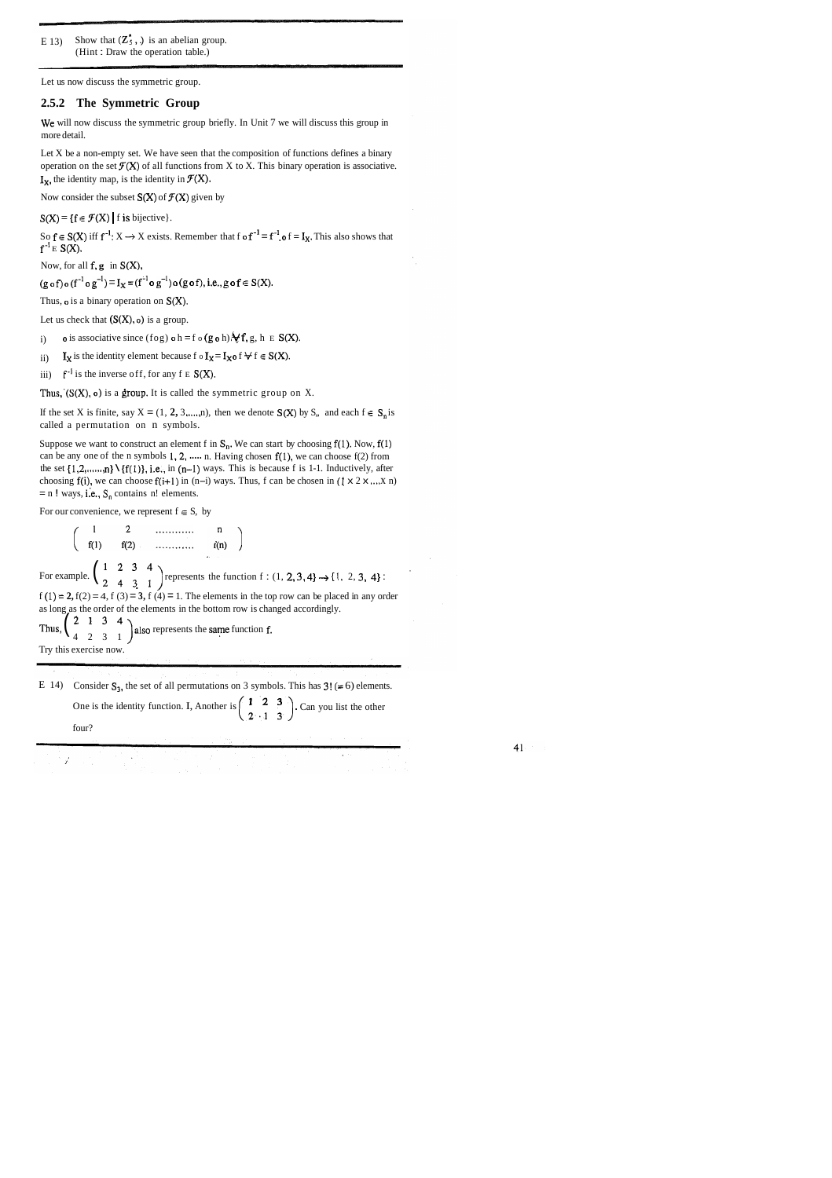E 13) Show that $(\mathbf{Z}_5^*, .)$ is an abelian group.
(Hint : Draw the operation table.)

---

Let us now discuss the symmetric group.

### 2.5.2 The Symmetric Group

We will now discuss the symmetric group briefly. In Unit 7 we will discuss this group in more detail.

Let X be a non-empty set. We have seen that the composition of functions defines a binary operation on the set $\mathcal{F}(X)$ of all functions from X to X. This binary operation is associative. $I_X$, the identity map, is the identity in $\mathcal{F}(X)$.

Now consider the subset $S(X)$ of $\mathcal{F}(X)$ given by

$S(X) = \{f \in \mathcal{F}(X) \mid f \text{ is bijective}\}$.

So $f \in S(X)$ iff $f^{-1}: X \to X$ exists. Remember that $f \circ f^{-1} = f^{-1} \circ f = I_X$. This also shows that $f^{-1} \in S(X)$.

Now, for all $f, g$ in $S(X)$,

$(g \circ f) \circ (f^{-1} \circ g^{-1}) = I_X = (f^{-1} \circ g^{-1}) \circ (g \circ f)$, i.e., $g \circ f \in S(X)$.

Thus, $\circ$ is a binary operation on $S(X)$.

Let us check that $(S(X), \circ)$ is a group.

i) $\circ$ is associative since $(f \circ g) \circ h = f \circ (g \circ h) \; \forall \; f, g, h \in S(X)$.

ii) $I_X$ is the identity element because $f \circ I_X = I_X \circ f \; \forall \; f \in S(X)$.

iii) $f^{-1}$ is the inverse of $f$, for any $f \in S(X)$.

Thus, $(S(X), \circ)$ is a group. It is called the symmetric group on X.

If the set X is finite, say $X = \{1, 2, 3, \ldots, n\}$, then we denote $S(X)$ by $S_n$ and each $f \in S_n$ is called a permutation on n symbols.

Suppose we want to construct an element f in $S_n$. We can start by choosing $f(1)$. Now, $f(1)$ can be any one of the n symbols $1, 2, \ldots, n$. Having chosen $f(1)$, we can choose $f(2)$ from the set $\{1,2,\ldots,n\} \setminus \{f(1)\}$, i.e., in $(n-1)$ ways. This is because f is 1-1. Inductively, after choosing $f(i)$, we can choose $f(i+1)$ in $(n-i)$ ways. Thus, f can be chosen in $(1 \times 2 \times \ldots \times n) = n!$ ways, i.e., $S_n$ contains n! elements.

For our convenience, we represent $f \in S_n$ by

$$\begin{pmatrix} 1 & 2 & \ldots\ldots\ldots & n \\ f(1) & f(2) & \ldots\ldots\ldots & f(n) \end{pmatrix}$$

For example, $\begin{pmatrix} 1 & 2 & 3 & 4 \\ 2 & 4 & 3 & 1 \end{pmatrix}$ represents the function $f : \{1, 2, 3, 4\} \to \{1, 2, 3, 4\}$ : $f(1) = 2, f(2) = 4, f(3) = 3, f(4) = 1$. The elements in the top row can be placed in any order as long as the order of the elements in the bottom row is changed accordingly.

Thus, $\begin{pmatrix} 2 & 1 & 3 & 4 \\ 4 & 2 & 3 & 1 \end{pmatrix}$ also represents the same function f.

Try this exercise now.

---

E 14) Consider $S_3$, the set of all permutations on 3 symbols. This has $3! (= 6)$ elements. One is the identity function. I, Another is $\begin{pmatrix} 1 & 2 & 3 \\ 2 & 1 & 3 \end{pmatrix}$. Can you list the other four?

---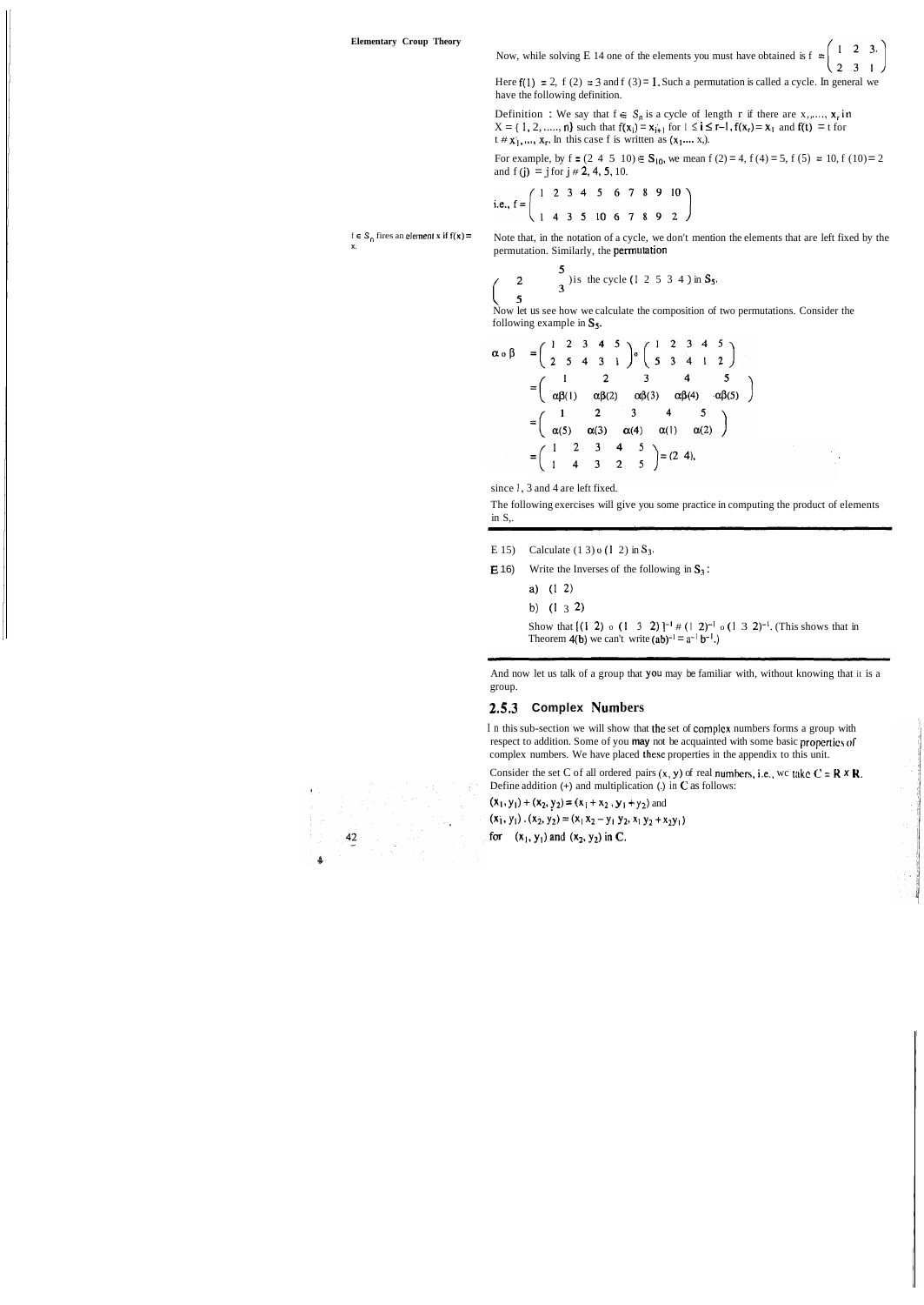Now, while solving E 14 one of the elements you must have obtained is $f = \begin{pmatrix} 1 & 2 & 3 \\ 2 & 3 & 1 \end{pmatrix}$

Here $f(1) = 2$, $f(2) = 3$ and $f(3) = 1$. Such a permutation is called a cycle. In general we have the following definition.

**Definition :** We say that $f \in S_n$ is a cycle of length $r$ if there are $x_1, \ldots, x_r$ in $X = \{1, 2, \ldots, n\}$ such that $f(x_i) = x_{i+1}$ for $1 \le i \le r-1$, $f(x_r) = x_1$ and $f(t) = t$ for $t \ne x_1, \ldots, x_r$. In this case f is written as $(x_1 \ldots x_r)$.

For example, by $f = (2\ 4\ 5\ 10) \in S_{10}$, we mean $f(2) = 4$, $f(4) = 5$, $f(5) = 10$, $f(10) = 2$ and $f(j) = j$ for $j \ne 2, 4, 5, 10$.

i.e., $f = \begin{pmatrix} 1 & 2 & 3 & 4 & 5 & 6 & 7 & 8 & 9 & 10 \\ 1 & 4 & 3 & 5 & 10 & 6 & 7 & 8 & 9 & 2 \end{pmatrix}$

$f \in S_n$ fixes an element x if $f(x) = x$.

Note that, in the notation of a cycle, we don't mention the elements that are left fixed by the permutation. Similarly, the permutation

$\begin{pmatrix} 1 & 2 & 3 & 4 & 5 \\ 2 & 5 & 4 & 1 & 3 \end{pmatrix}$ is the cycle $(1\ 2\ 5\ 3\ 4)$ in $S_5$.

Now let us see how we calculate the composition of two permutations. Consider the following example in $S_5$.

$$\begin{aligned}
\alpha \circ \beta &= \begin{pmatrix} 1 & 2 & 3 & 4 & 5 \\ 2 & 5 & 4 & 3 & 1 \end{pmatrix} \circ \begin{pmatrix} 1 & 2 & 3 & 4 & 5 \\ 5 & 3 & 4 & 1 & 2 \end{pmatrix} \\
&= \begin{pmatrix} 1 & 2 & 3 & 4 & 5 \\ \alpha\beta(1) & \alpha\beta(2) & \alpha\beta(3) & \alpha\beta(4) & \alpha\beta(5) \end{pmatrix} \\
&= \begin{pmatrix} 1 & 2 & 3 & 4 & 5 \\ \alpha(5) & \alpha(3) & \alpha(4) & \alpha(1) & \alpha(2) \end{pmatrix} \\
&= \begin{pmatrix} 1 & 2 & 3 & 4 & 5 \\ 1 & 4 & 3 & 2 & 5 \end{pmatrix} = (2\ 4),
\end{aligned}$$

since 1, 3 and 4 are left fixed.

The following exercises will give you some practice in computing the product of elements in $S_n$.

---

E 15) Calculate $(1\ 3) \circ (1\ 2)$ in $S_3$.

E 16) Write the Inverses of the following in $S_3$ :

a) $(1\ 2)$

b) $(1\ 3\ 2)$

Show that $[(1\ 2) \circ (1\ 3\ 2)]^{-1} \ne (1\ 2)^{-1} \circ (1\ 3\ 2)^{-1}$. (This shows that in Theorem 4(b) we can't write $(ab)^{-1} = a^{-1} b^{-1}$.)

---

And now let us talk of a group that you may be familiar with, without knowing that it is a group.

### 2.5.3 Complex Numbers

In this sub-section we will show that the set of complex numbers forms a group with respect to addition. Some of you may not be acquainted with some basic properties of complex numbers. We have placed these properties in the appendix to this unit.

Consider the set C of all ordered pairs $(x, y)$ of real numbers, i.e., we take $C = R \times R$. Define addition (+) and multiplication (.) in C as follows:

$(x_1, y_1) + (x_2, y_2) = (x_1 + x_2, y_1 + y_2)$ and

$(x_1, y_1) \cdot (x_2, y_2) = (x_1 x_2 - y_1 y_2, x_1 y_2 + x_2 y_1)$

for $(x_1, y_1)$ and $(x_2, y_2)$ in C.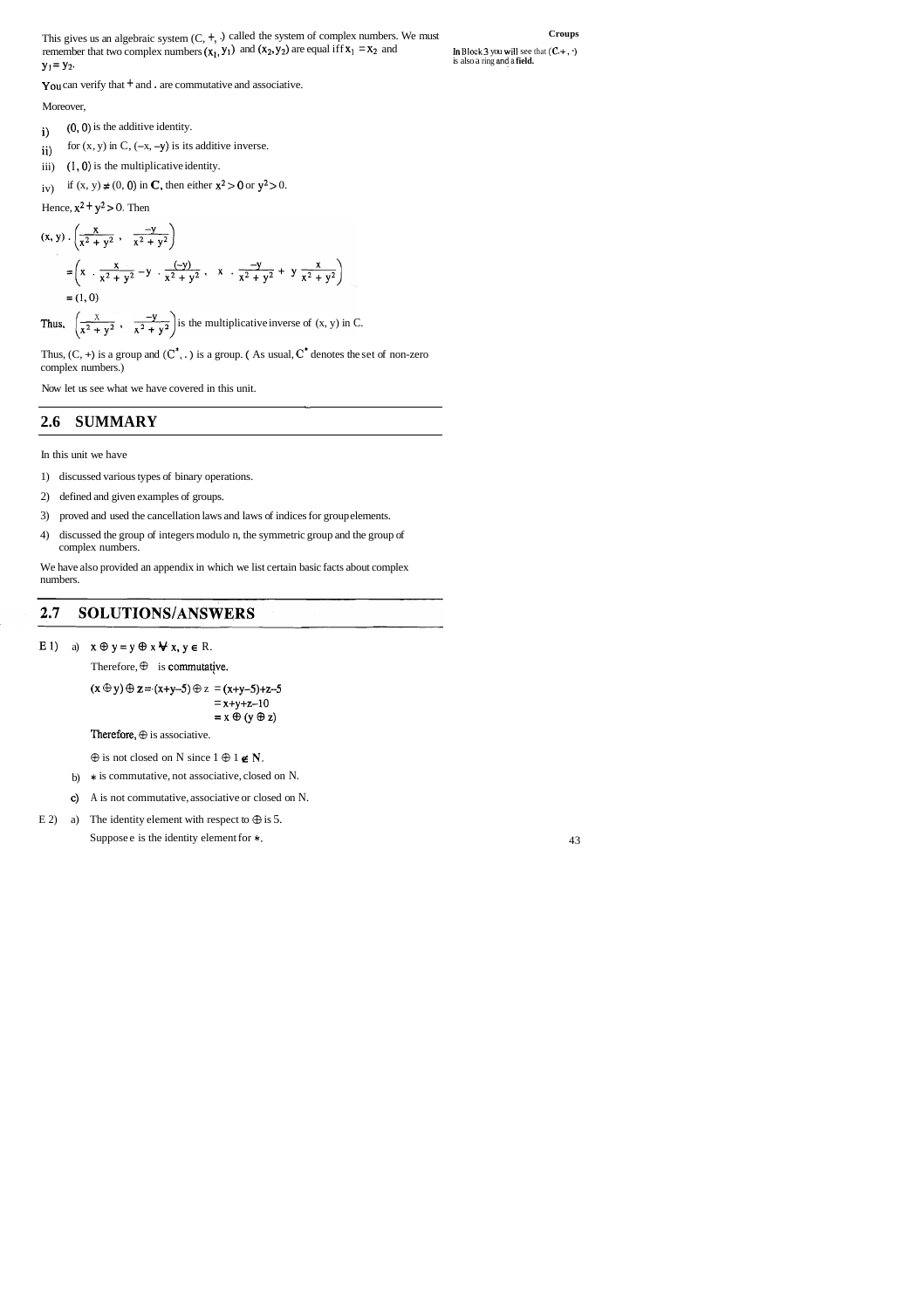This gives us an algebraic system (C, +, .) called the system of complex numbers. We must remember that two complex numbers $(x_1, y_1)$ and $(x_2, y_2)$ are equal iff $x_1 = x_2$ and $y_1 = y_2$.

In Block 3 you will see that (C, +, ·) is also a ring and a **field.**

You can verify that + and . are commutative and associative.

Moreover,

i) (0, 0) is the additive identity.

ii) for (x, y) in C, (–x, –y) is its additive inverse.

iii) (1, 0) is the multiplicative identity.

iv) if (x, y) ≠ (0, 0) in **C**, then either $x^2 > 0$ or $y^2 > 0$.

Hence, $x^2 + y^2 > 0$. Then

$$(x, y) \cdot \left(\frac{x}{x^2 + y^2}, \frac{-y}{x^2 + y^2}\right)$$

$$= \left(x \cdot \frac{x}{x^2 + y^2} - y \cdot \frac{(-y)}{x^2 + y^2},\ x \cdot \frac{-y}{x^2 + y^2} + y\, \frac{x}{x^2 + y^2}\right)$$

$$= (1, 0)$$

Thus, $\left(\frac{x}{x^2 + y^2}, \frac{-y}{x^2 + y^2}\right)$ is the multiplicative inverse of (x, y) in C.

Thus, (C, +) is a group and $(C^*, .)$ is a group. ( As usual, $C^*$ denotes the set of non-zero complex numbers.)

Now let us see what we have covered in this unit.

## 2.6 SUMMARY

In this unit we have

1) discussed various types of binary operations.
2) defined and given examples of groups.
3) proved and used the cancellation laws and laws of indices for group elements.
4) discussed the group of integers modulo n, the symmetric group and the group of complex numbers.

We have also provided an appendix in which we list certain basic facts about complex numbers.

## 2.7 SOLUTIONS/ANSWERS

E 1) a) $x \oplus y = y \oplus x \ \forall\ x, y \in R$.

Therefore, $\oplus$ is commutative.

$$(x \oplus y) \oplus z = (x+y-5) \oplus z = (x+y-5)+z-5$$
$$= x+y+z-10$$
$$= x \oplus (y \oplus z)$$

Therefore, $\oplus$ is associative.

$\oplus$ is not closed on N since $1 \oplus 1 \notin N$.

b) $*$ is commutative, not associative, closed on N.

c) A is not commutative, associative or closed on N.

E 2) a) The identity element with respect to $\oplus$ is 5.

Suppose e is the identity element for $*$.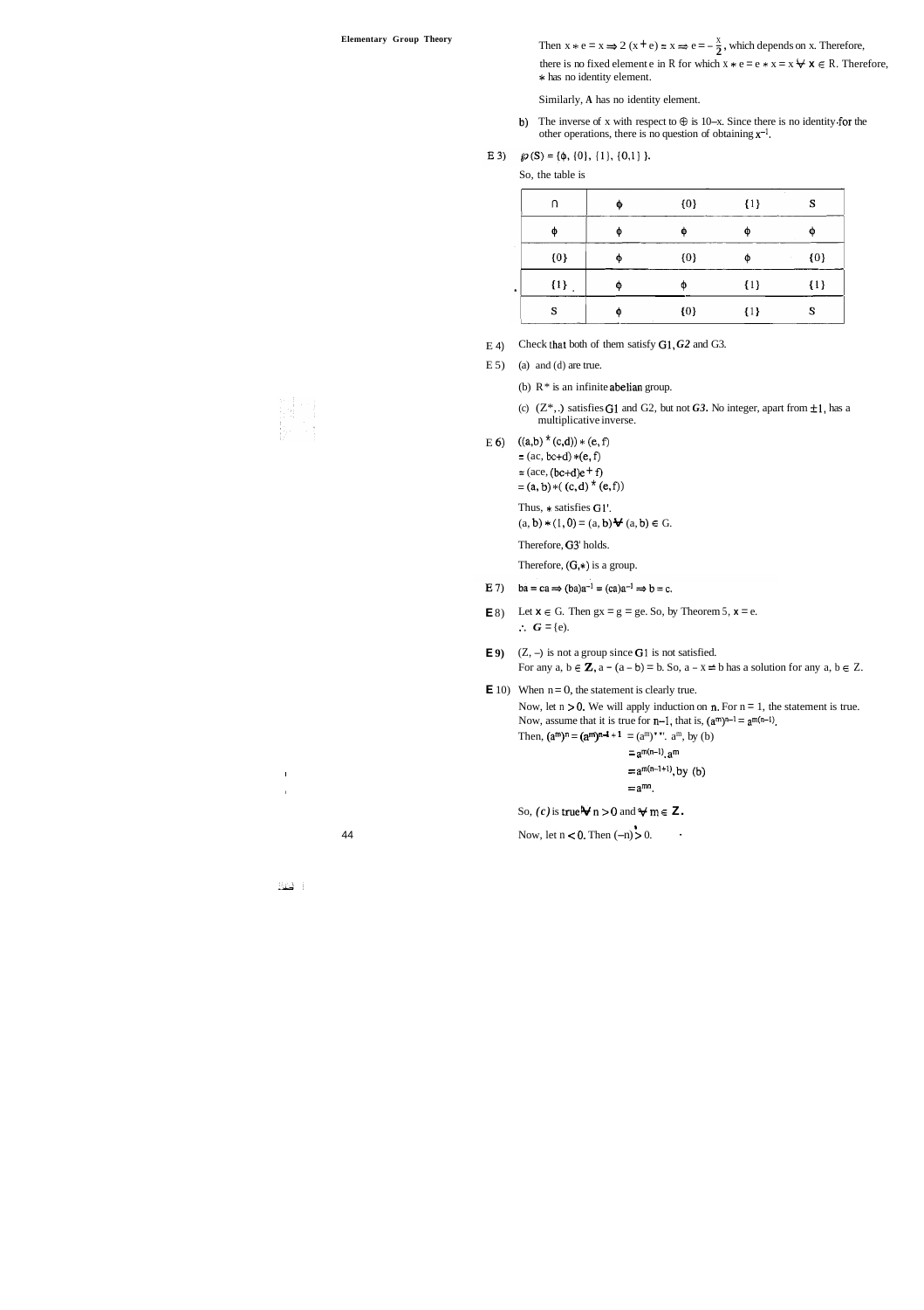Then $x * e = x \Rightarrow 2(x + e) = x \Rightarrow e = -\frac{x}{2}$, which depends on x. Therefore, there is no fixed element e in R for which $x * e = e * x = x \ \forall \ x \in R$. Therefore, $*$ has no identity element.

Similarly, $\Delta$ has no identity element.

b) The inverse of x with respect to $\oplus$ is $10-x$. Since there is no identity for the other operations, there is no question of obtaining $x^{-1}$.

E 3) $\wp(S) = \{\phi, \{0\}, \{1\}, \{0,1\}\}$.

So, the table is

| $\cap$ | $\phi$ | $\{0\}$ | $\{1\}$ | S |
|---|---|---|---|---|
| $\phi$ | $\phi$ | $\phi$ | $\phi$ | $\phi$ |
| $\{0\}$ | $\phi$ | $\{0\}$ | $\phi$ | $\{0\}$ |
| $\{1\}$ | $\phi$ | $\phi$ | $\{1\}$ | $\{1\}$ |
| S | $\phi$ | $\{0\}$ | $\{1\}$ | S |

E 4) Check that both of them satisfy G1, *G2* and G3.

E 5) (a) and (d) are true.

(b) $R^*$ is an infinite abelian group.

(c) $(Z^*, .)$ satisfies G1 and G2, but not *G3*. No integer, apart from $\pm 1$, has a multiplicative inverse.

E 6) $((a,b) * (c,d)) * (e,f)$
$= (ac, bc+d) * (e,f)$
$= (ace, (bc+d)e + f)$
$= (a,b) * ((c,d) * (e,f))$

Thus, $*$ satisfies G1'.
$(a,b) * (1,0) = (a,b) \ \forall \ (a,b) \in G$.

Therefore, G3' holds.

Therefore, $(G,*)$ is a group.

E 7) $ba = ca \Rightarrow (ba)a^{-1} = (ca)a^{-1} \Rightarrow b = c$.

E 8) Let $x \in G$. Then $gx = g = ge$. So, by Theorem 5, $x = e$.
$\therefore$ $G = \{e\}$.

E 9) $(Z, -)$ is not a group since G1 is not satisfied.
For any $a, b \in Z$, $a - (a - b) = b$. So, $a - x = b$ has a solution for any $a, b \in Z$.

E 10) When $n = 0$, the statement is clearly true.

Now, let $n > 0$. We will apply induction on n. For $n = 1$, the statement is true.
Now, assume that it is true for $n-1$, that is, $(a^m)^{n-1} = a^{m(n-1)}$.

Then, $(a^m)^n = (a^m)^{n-1+1} = (a^m)^{n-1}.\ a^m$, by (b)
$= a^{m(n-1)}.a^m$
$= a^{m(n-1+1)}$, by (b)
$= a^{mn}$.

So, *(c)* is true $\forall \ n > 0$ and $\forall \ m \in Z$.

Now, let $n < 0$. Then $(-n) > 0$.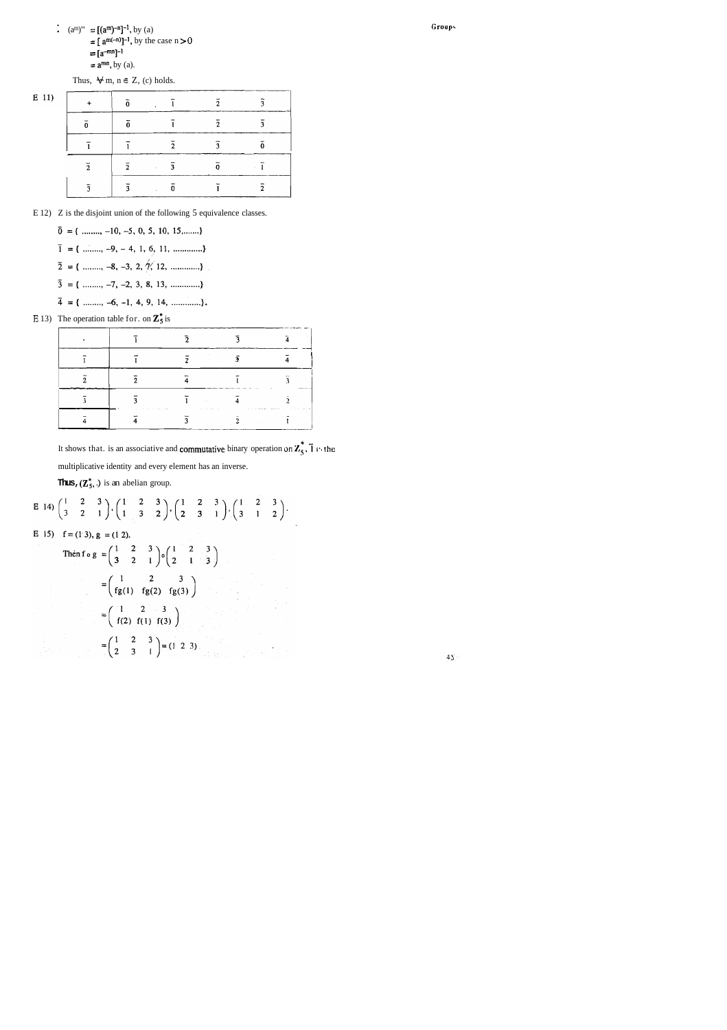$\therefore$ $(a^m)^n = [(a^m)^{-n}]^{-1}$, by (a)

$= [a^{m(-n)}]^{-1}$, by the case $n > 0$

$= [a^{-mn}]^{-1}$

$= a^{mn}$, by (a).

Thus, $\forall$ m, n $\in$ Z, (c) holds.

E 11)

| + | $\bar{0}$ | $\bar{1}$ | $\bar{2}$ | $\bar{3}$ |
|---|---|---|---|---|
| $\bar{0}$ | $\bar{0}$ | $\bar{1}$ | $\bar{2}$ | $\bar{3}$ |
| $\bar{1}$ | $\bar{1}$ | $\bar{2}$ | $\bar{3}$ | $\bar{0}$ |
| $\bar{2}$ | $\bar{2}$ | $\bar{3}$ | $\bar{0}$ | $\bar{1}$ |
| $\bar{3}$ | $\bar{3}$ | $\bar{0}$ | $\bar{1}$ | $\bar{2}$ |

E 12) Z is the disjoint union of the following 5 equivalence classes.

$\bar{0}$ = { ........., –10, –5, 0, 5, 10, 15,.......}

$\bar{1}$ = { ........., –9, – 4, 1, 6, 11, .............}

$\bar{2}$ = { ........., –8, –3, 2, 7, 12, .............}

$\bar{3}$ = { ........., –7, –2, 3, 8, 13, .............}

$\bar{4}$ = { ........., –6, –1, 4, 9, 14, .............}.

E 13) The operation table for . on $\mathbf{Z}_5^*$ is

| . | $\bar{1}$ | $\bar{2}$ | $\bar{3}$ | $\bar{4}$ |
|---|---|---|---|---|
| $\bar{1}$ | $\bar{1}$ | $\bar{2}$ | $\bar{3}$ | $\bar{4}$ |
| $\bar{2}$ | $\bar{2}$ | $\bar{4}$ | $\bar{1}$ | $\bar{3}$ |
| $\bar{3}$ | $\bar{3}$ | $\bar{1}$ | $\bar{4}$ | $\bar{2}$ |
| $\bar{4}$ | $\bar{4}$ | $\bar{3}$ | $\bar{2}$ | $\bar{1}$ |

It shows that . is an associative and commutative binary operation on $\mathbf{Z}_5^*$, $\bar{1}$ is the multiplicative identity and every element has an inverse.

Thus, $(\mathbf{Z}_5^*, .)$ is an abelian group.

E 14) $\begin{pmatrix} 1 & 2 & 3 \\ 3 & 2 & 1 \end{pmatrix}, \begin{pmatrix} 1 & 2 & 3 \\ 1 & 3 & 2 \end{pmatrix}, \begin{pmatrix} 1 & 2 & 3 \\ 2 & 3 & 1 \end{pmatrix}, \begin{pmatrix} 1 & 2 & 3 \\ 3 & 1 & 2 \end{pmatrix}.$

E 15) f = (1 3), g = (1 2).

Then $f \circ g = \begin{pmatrix} 1 & 2 & 3 \\ 3 & 2 & 1 \end{pmatrix} \circ \begin{pmatrix} 1 & 2 & 3 \\ 2 & 1 & 3 \end{pmatrix}$

$= \begin{pmatrix} 1 & 2 & 3 \\ fg(1) & fg(2) & fg(3) \end{pmatrix}$

$= \begin{pmatrix} 1 & 2 & 3 \\ f(2) & f(1) & f(3) \end{pmatrix}$

$= \begin{pmatrix} 1 & 2 & 3 \\ 2 & 3 & 1 \end{pmatrix} = (1\ 2\ 3)$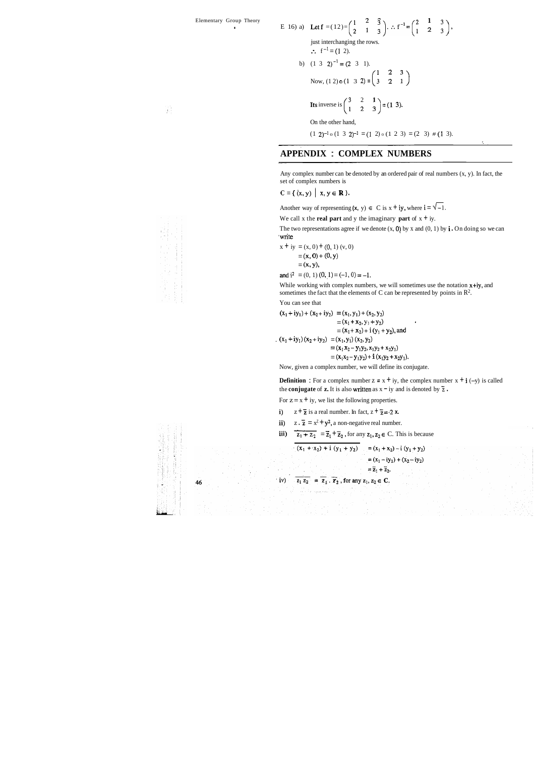E 16) a) Let f $= (1\,2) = \begin{pmatrix} 1 & 2 & 3 \\ 2 & 1 & 3 \end{pmatrix}$. $\therefore f^{-1} = \begin{pmatrix} 2 & 1 & 3 \\ 1 & 2 & 3 \end{pmatrix}$,

just interchanging the rows.

$\therefore\ f^{-1} = (1\ 2)$.

b) $(1\ 3\ 2)^{-1} = (2\ 3\ 1)$.

Now, $(1\ 2) \circ (1\ 3\ 2) = \begin{pmatrix} 1 & 2 & 3 \\ 3 & 2 & 1 \end{pmatrix}$

Its inverse is $\begin{pmatrix} 3 & 2 & 1 \\ 1 & 2 & 3 \end{pmatrix} = (1\ 3)$.

On the other hand,

$(1\ 2)^{-1} \circ (1\ 3\ 2)^{-1} = (1\ 2) \circ (1\ 2\ 3) = (2\ 3) \neq (1\ 3)$.

## APPENDIX : COMPLEX NUMBERS

Any complex number can be denoted by an ordered pair of real numbers (x, y). In fact, the set of complex numbers is

$\mathbb{C} = \{ (x, y) \mid x, y \in \mathbb{R} \}$.

Another way of representing $(x, y) \in \mathbb{C}$ is $x + iy$, where $i = \sqrt{-1}$.

We call x the **real part** and y the imaginary **part** of $x + iy$.

The two representations agree if we denote (x, 0) by x and (0, 1) by **i**. On doing so we can write

$$
\begin{aligned}
x + iy &= (x, 0) + (0, 1)\ (y, 0) \\
&= (x, 0) + (0, y) \\
&= (x, y),
\end{aligned}
$$

and $i^2 = (0, 1)\,(0, 1) = (-1, 0) = -1$.

While working with complex numbers, we will sometimes use the notation $x+iy$, and sometimes the fact that the elements of C can be represented by points in $R^2$.

You can see that

$$
\begin{aligned}
(x_1 + iy_1) + (x_2 + iy_2) &= (x_1, y_1) + (x_2, y_2) \\
&= (x_1 + x_2, y_1 + y_2) \\
&= (x_1 + x_2) + i\,(y_1 + y_2), \text{ and}
\end{aligned}
$$

$$
\begin{aligned}
(x_1 + iy_1)\,(x_2 + iy_2) &= (x_1, y_1)\,(x_2, y_2) \\
&= (x_1 x_2 - y_1 y_2, x_1 y_2 + x_2 y_1) \\
&= (x_1 x_2 - y_1 y_2) + i\,(x_1 y_2 + x_2 y_1).
\end{aligned}
$$

Now, given a complex number, we will define its conjugate.

**Definition** : For a complex number $z = x + iy$, the complex number $x + i\,(-y)$ is called the **conjugate** of **z.** It is also written as $x - iy$ and is denoted by $\bar{z}$.

For $z = x + iy$, we list the following properties.

**i)** $z + \bar{z}$ is a real number. In fact, $z + \bar{z} = 2x$.

**ii)** $z \cdot \bar{z} = x^2 + y^2$, a non-negative real number.

**iii)** $\overline{z_1 + z_2} = \bar{z}_1 + \bar{z}_2$, for any $z_1, z_2 \in \mathbb{C}$. This is because

$$
\begin{aligned}
\overline{(x_1 + x_2) + i\,(y_1 + y_2)} &= (x_1 + x_2) - i\,(y_1 + y_2) \\
&= (x_1 - iy_1) + (x_2 - iy_2) \\
&= \bar{z}_1 + \bar{z}_2.
\end{aligned}
$$

**iv)** $\overline{z_1 z_2} = \bar{z}_1 \cdot \bar{z}_2$, for any $z_1, z_2 \in \mathbb{C}$.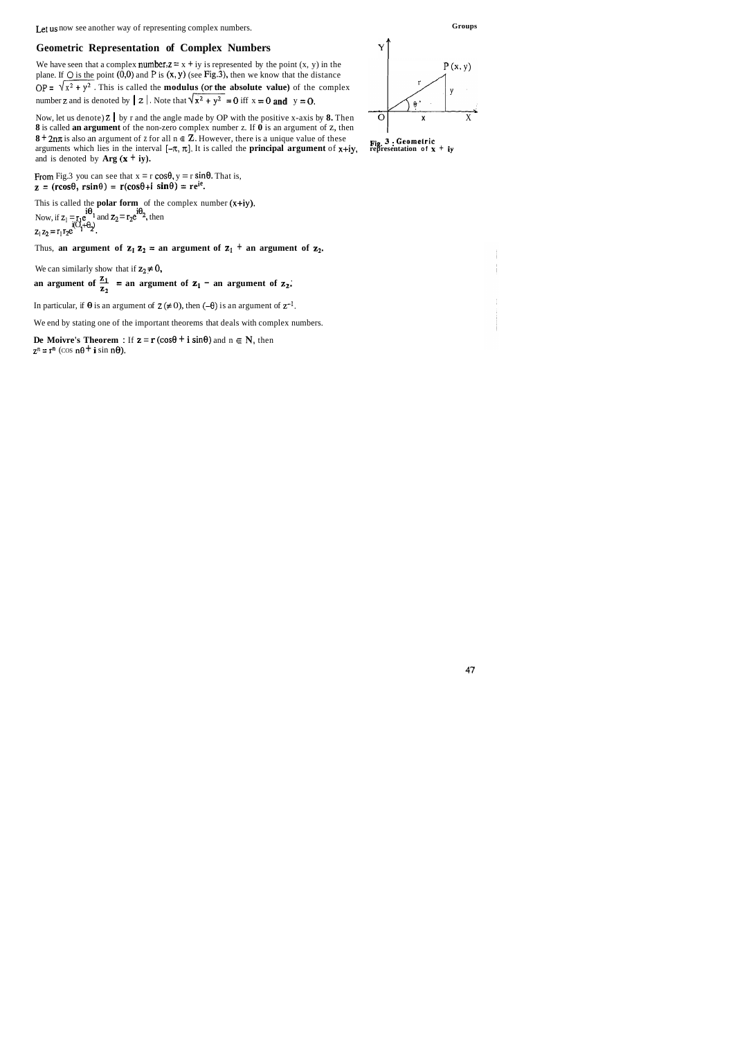Let us now see another way of representing complex numbers.

## Geometric Representation of Complex Numbers

We have seen that a complex number $z = x + iy$ is represented by the point $(x, y)$ in the plane. If O is the point $(0,0)$ and P is $(x, y)$ (see Fig.3), then we know that the distance $OP = \sqrt{x^2 + y^2}$. This is called the **modulus (or the absolute value)** of the complex number z and is denoted by $|z|$. Note that $\sqrt{x^2 + y^2} = 0$ iff $x = 0$ and $y = 0$.

Now, let us denote $|z|$ by r and the angle made by OP with the positive x-axis by $\theta$. Then $\theta$ is called **an argument** of the non-zero complex number z. If $\theta$ is an argument of z, then $\theta + 2n\pi$ is also an argument of z for all $n \in \mathbb{Z}$. However, there is a unique value of these arguments which lies in the interval $[-\pi, \pi]$. It is called the **principal argument** of $x+iy$, and is denoted by **Arg (x + iy).**

Y

P (x, y)

r

y

$\theta$

O

x

X

Fig. 3 : Geometric representation of x + iy

From Fig.3 you can see that $x = r\cos\theta$, $y = r\sin\theta$. That is,
$$z = (r\cos\theta, r\sin\theta) = r(\cos\theta + i\sin\theta) = re^{i\theta}.$$

This is called the **polar form** of the complex number $(x+iy)$.

Now, if $z_1 = r_1e^{i\theta_1}$ and $z_2 = r_2e^{i\theta_2}$, then
$z_1z_2 = r_1r_2e^{i(\theta_1+\theta_2)}$.

Thus, **an argument of $z_1 z_2$ = an argument of $z_1$ + an argument of $z_2$.**

We can similarly show that if $z_2 \neq 0$,

**an argument of $\frac{z_1}{z_2}$ = an argument of $z_1$ − an argument of $z_2$.**

In particular, if $\theta$ is an argument of $z\ (\neq 0)$, then $(-\theta)$ is an argument of $z^{-1}$.

We end by stating one of the important theorems that deals with complex numbers.

**De Moivre's Theorem** : If $z = r(\cos\theta + i\sin\theta)$ and $n \in \mathbb{N}$, then
$z^n = r^n(\cos n\theta + i\sin n\theta)$.